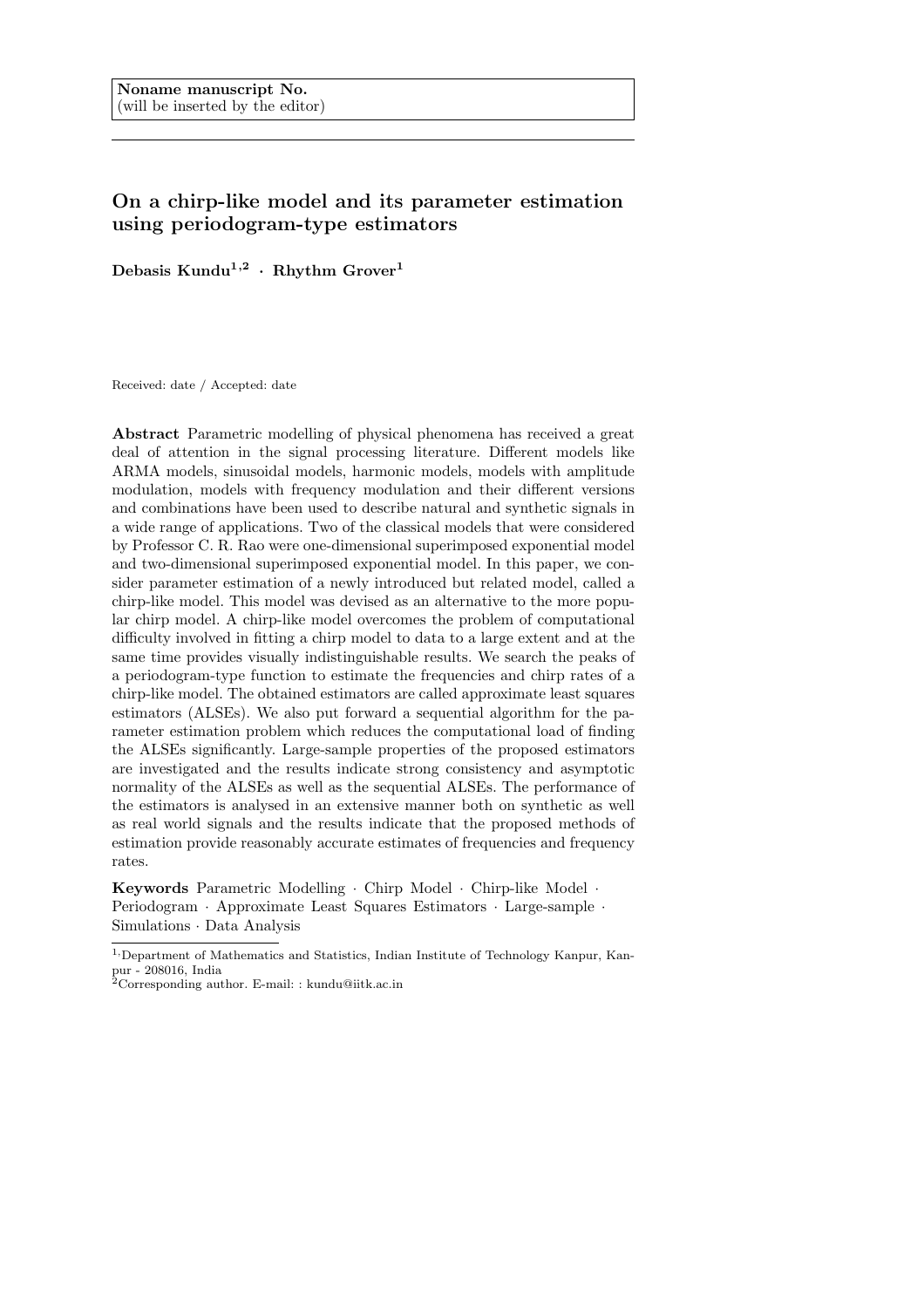Noname manuscript No.
(will be inserted by the editor)

# On a chirp-like model and its parameter estimation using periodogram-type estimators

**Debasis Kundu[1,2] · Rhythm Grover[1]**

Received: date / Accepted: date

**Abstract** Parametric modelling of physical phenomena has received a great deal of attention in the signal processing literature. Different models like ARMA models, sinusoidal models, harmonic models, models with amplitude modulation, models with frequency modulation and their different versions and combinations have been used to describe natural and synthetic signals in a wide range of applications. Two of the classical models that were considered by Professor C. R. Rao were one-dimensional superimposed exponential model and two-dimensional superimposed exponential model. In this paper, we consider parameter estimation of a newly introduced but related model, called a chirp-like model. This model was devised as an alternative to the more popular chirp model. A chirp-like model overcomes the problem of computational difficulty involved in fitting a chirp model to data to a large extent and at the same time provides visually indistinguishable results. We search the peaks of a periodogram-type function to estimate the frequencies and chirp rates of a chirp-like model. The obtained estimators are called approximate least squares estimators (ALSEs). We also put forward a sequential algorithm for the parameter estimation problem which reduces the computational load of finding the ALSEs significantly. Large-sample properties of the proposed estimators are investigated and the results indicate strong consistency and asymptotic normality of the ALSEs as well as the sequential ALSEs. The performance of the estimators is analysed in an extensive manner both on synthetic as well as real world signals and the results indicate that the proposed methods of estimation provide reasonably accurate estimates of frequencies and frequency rates.

**Keywords** Parametric Modelling · Chirp Model · Chirp-like Model · Periodogram · Approximate Least Squares Estimators · Large-sample · Simulations · Data Analysis

---

[1] Department of Mathematics and Statistics, Indian Institute of Technology Kanpur, Kanpur - 208016, India

[2] Corresponding author. E-mail: : kundu@iitk.ac.in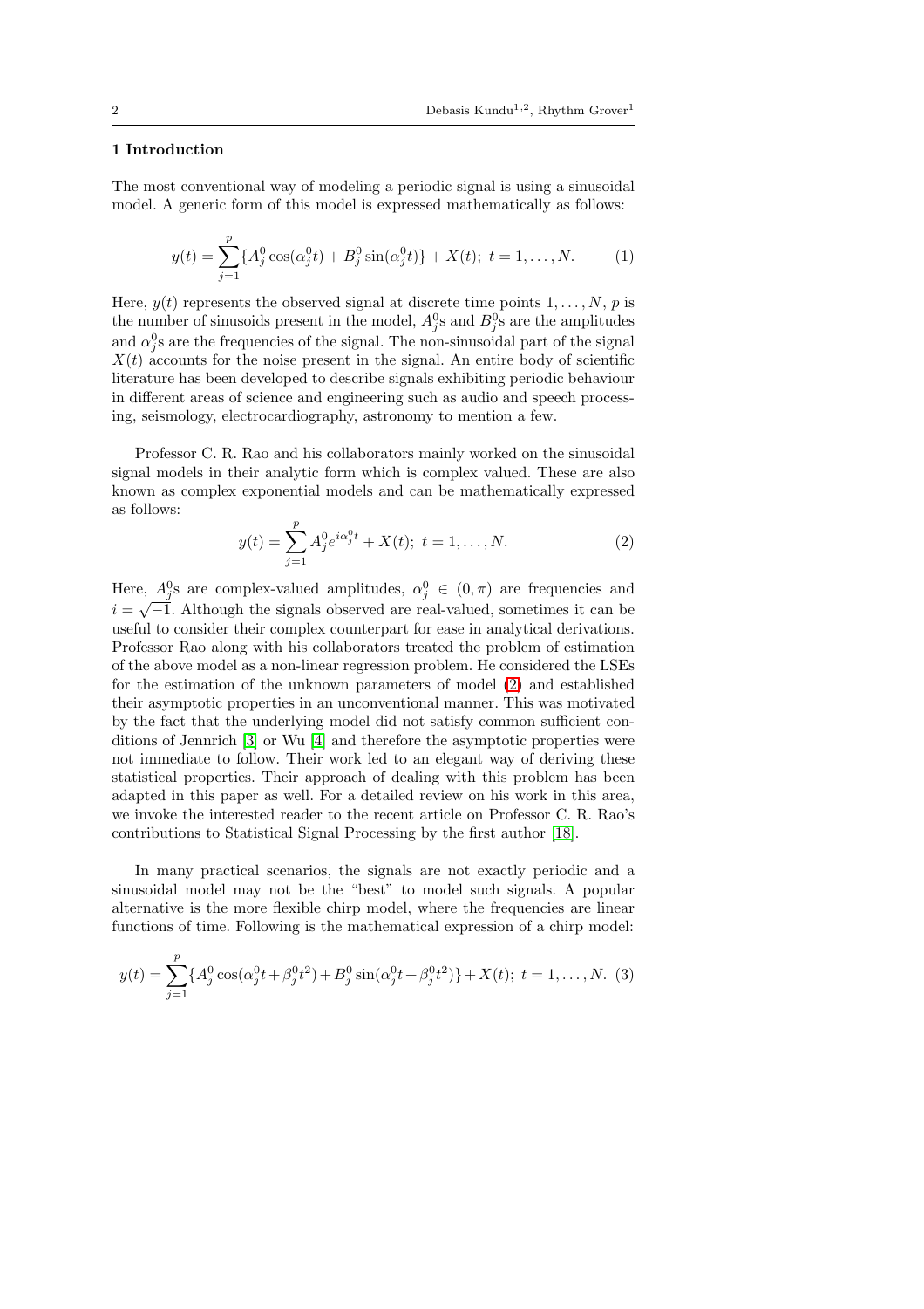## 1 Introduction

The most conventional way of modeling a periodic signal is using a sinusoidal model. A generic form of this model is expressed mathematically as follows:

$$y(t) = \sum_{j=1}^{p} \{A_j^0 \cos(\alpha_j^0 t) + B_j^0 \sin(\alpha_j^0 t)\} + X(t);\ t = 1, \ldots, N. \tag{1}$$

Here, $y(t)$ represents the observed signal at discrete time points $1, \ldots, N$, $p$ is the number of sinusoids present in the model, $A_j^0$s and $B_j^0$s are the amplitudes and $\alpha_j^0$s are the frequencies of the signal. The non-sinusoidal part of the signal $X(t)$ accounts for the noise present in the signal. An entire body of scientific literature has been developed to describe signals exhibiting periodic behaviour in different areas of science and engineering such as audio and speech processing, seismology, electrocardiography, astronomy to mention a few.

Professor C. R. Rao and his collaborators mainly worked on the sinusoidal signal models in their analytic form which is complex valued. These are also known as complex exponential models and can be mathematically expressed as follows:

$$y(t) = \sum_{j=1}^{p} A_j^0 e^{i\alpha_j^0 t} + X(t);\ t = 1, \ldots, N. \tag{2}$$

Here, $A_j^0$s are complex-valued amplitudes, $\alpha_j^0 \in (0, \pi)$ are frequencies and $i = \sqrt{-1}$. Although the signals observed are real-valued, sometimes it can be useful to consider their complex counterpart for ease in analytical derivations. Professor Rao along with his collaborators treated the problem of estimation of the above model as a non-linear regression problem. He considered the LSEs for the estimation of the unknown parameters of model (2) and established their asymptotic properties in an unconventional manner. This was motivated by the fact that the underlying model did not satisfy common sufficient conditions of Jennrich [3] or Wu [4] and therefore the asymptotic properties were not immediate to follow. Their work led to an elegant way of deriving these statistical properties. Their approach of dealing with this problem has been adapted in this paper as well. For a detailed review on his work in this area, we invoke the interested reader to the recent article on Professor C. R. Rao's contributions to Statistical Signal Processing by the first author [18].

In many practical scenarios, the signals are not exactly periodic and a sinusoidal model may not be the "best" to model such signals. A popular alternative is the more flexible chirp model, where the frequencies are linear functions of time. Following is the mathematical expression of a chirp model:

$$y(t) = \sum_{j=1}^{p} \{A_j^0 \cos(\alpha_j^0 t + \beta_j^0 t^2) + B_j^0 \sin(\alpha_j^0 t + \beta_j^0 t^2)\} + X(t);\ t = 1, \ldots, N. \tag{3}$$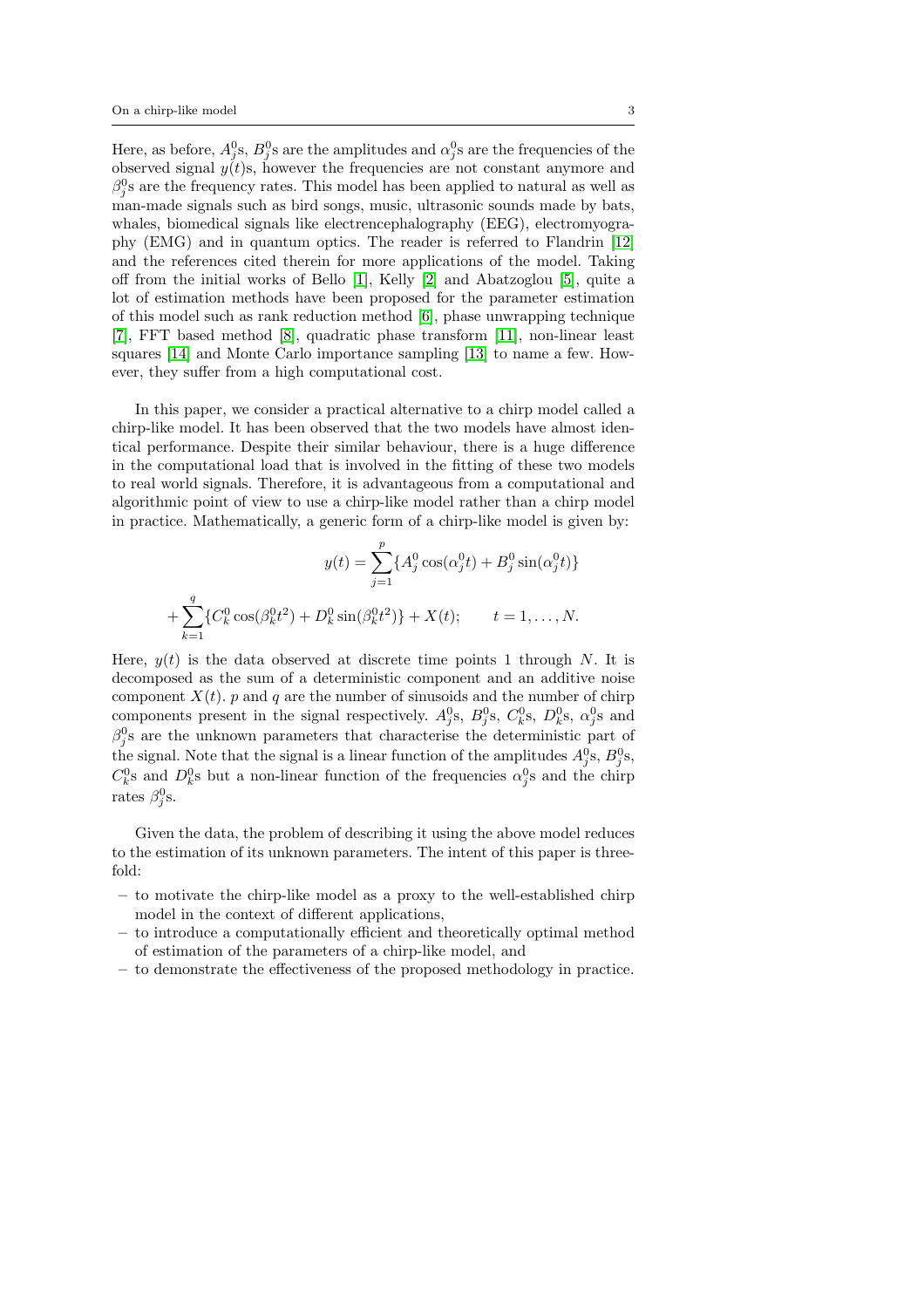Here, as before, $A_j^0$s, $B_j^0$s are the amplitudes and $\alpha_j^0$s are the frequencies of the observed signal $y(t)$s, however the frequencies are not constant anymore and $\beta_j^0$s are the frequency rates. This model has been applied to natural as well as man-made signals such as bird songs, music, ultrasonic sounds made by bats, whales, biomedical signals like electrencephalography (EEG), electromyography (EMG) and in quantum optics. The reader is referred to Flandrin [12] and the references cited therein for more applications of the model. Taking off from the initial works of Bello [1], Kelly [2] and Abatzoglou [5], quite a lot of estimation methods have been proposed for the parameter estimation of this model such as rank reduction method [6], phase unwrapping technique [7], FFT based method [8], quadratic phase transform [11], non-linear least squares [14] and Monte Carlo importance sampling [13] to name a few. However, they suffer from a high computational cost.

In this paper, we consider a practical alternative to a chirp model called a chirp-like model. It has been observed that the two models have almost identical performance. Despite their similar behaviour, there is a huge difference in the computational load that is involved in the fitting of these two models to real world signals. Therefore, it is advantageous from a computational and algorithmic point of view to use a chirp-like model rather than a chirp model in practice. Mathematically, a generic form of a chirp-like model is given by:

$$y(t) = \sum_{j=1}^{p} \{A_j^0 \cos(\alpha_j^0 t) + B_j^0 \sin(\alpha_j^0 t)\}$$

$$+ \sum_{k=1}^{q} \{C_k^0 \cos(\beta_k^0 t^2) + D_k^0 \sin(\beta_k^0 t^2)\} + X(t); \qquad t = 1, \ldots, N.$$

Here, $y(t)$ is the data observed at discrete time points 1 through $N$. It is decomposed as the sum of a deterministic component and an additive noise component $X(t)$. $p$ and $q$ are the number of sinusoids and the number of chirp components present in the signal respectively. $A_j^0$s, $B_j^0$s, $C_k^0$s, $D_k^0$s, $\alpha_j^0$s and $\beta_j^0$s are the unknown parameters that characterise the deterministic part of the signal. Note that the signal is a linear function of the amplitudes $A_j^0$s, $B_j^0$s, $C_k^0$s and $D_k^0$s but a non-linear function of the frequencies $\alpha_j^0$s and the chirp rates $\beta_j^0$s.

Given the data, the problem of describing it using the above model reduces to the estimation of its unknown parameters. The intent of this paper is three-fold:

- to motivate the chirp-like model as a proxy to the well-established chirp model in the context of different applications,
- to introduce a computationally efficient and theoretically optimal method of estimation of the parameters of a chirp-like model, and
- to demonstrate the effectiveness of the proposed methodology in practice.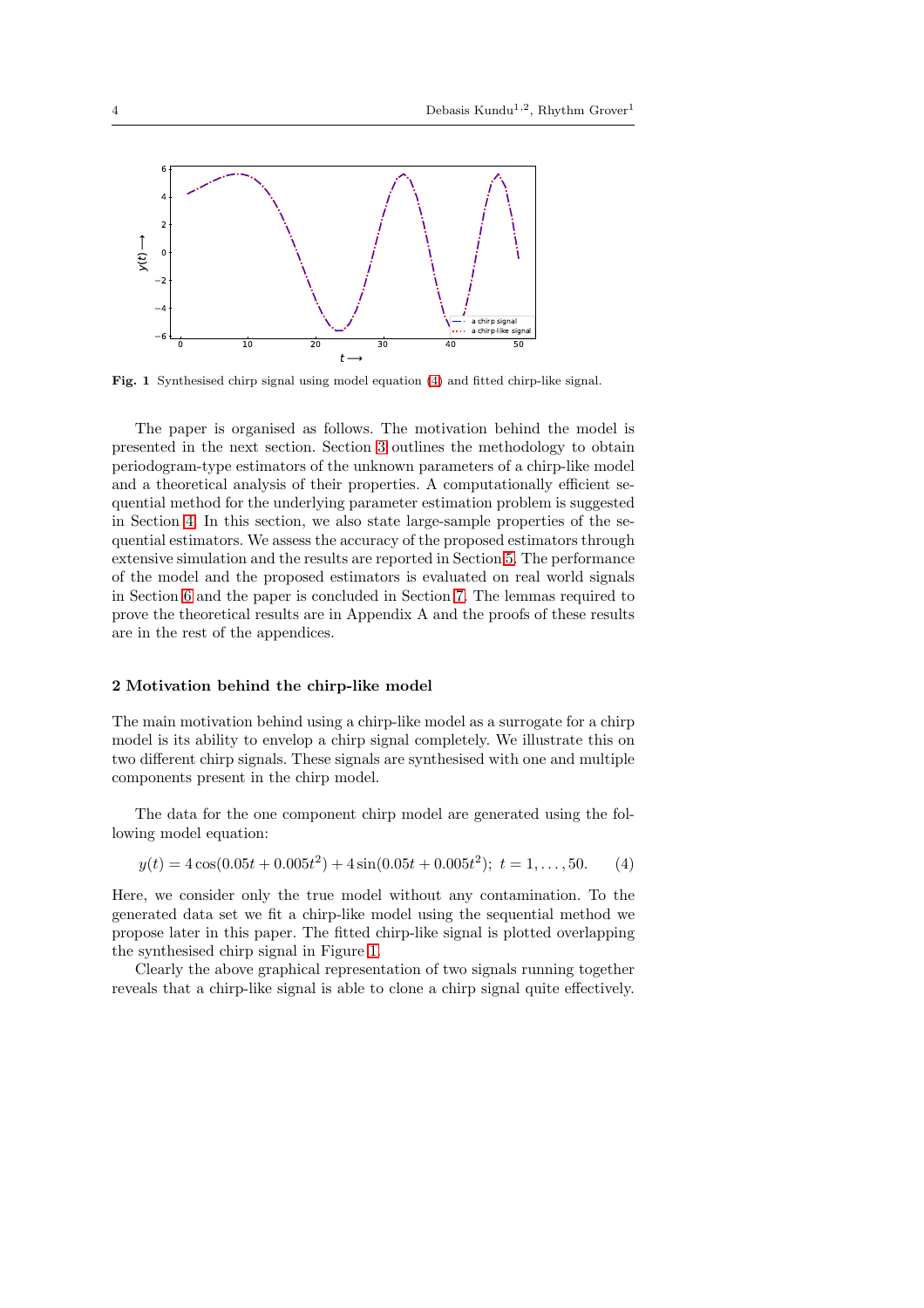**Fig. 1** Synthesised chirp signal using model equation (4) and fitted chirp-like signal.

The paper is organised as follows. The motivation behind the model is presented in the next section. Section 3 outlines the methodology to obtain periodogram-type estimators of the unknown parameters of a chirp-like model and a theoretical analysis of their properties. A computationally efficient sequential method for the underlying parameter estimation problem is suggested in Section 4. In this section, we also state large-sample properties of the sequential estimators. We assess the accuracy of the proposed estimators through extensive simulation and the results are reported in Section 5. The performance of the model and the proposed estimators is evaluated on real world signals in Section 6 and the paper is concluded in Section 7. The lemmas required to prove the theoretical results are in Appendix A and the proofs of these results are in the rest of the appendices.

## 2 Motivation behind the chirp-like model

The main motivation behind using a chirp-like model as a surrogate for a chirp model is its ability to envelop a chirp signal completely. We illustrate this on two different chirp signals. These signals are synthesised with one and multiple components present in the chirp model.

The data for the one component chirp model are generated using the following model equation:

$$y(t) = 4\cos(0.05t + 0.005t^2) + 4\sin(0.05t + 0.005t^2); \; t = 1, \ldots, 50. \qquad (4)$$

Here, we consider only the true model without any contamination. To the generated data set we fit a chirp-like model using the sequential method we propose later in this paper. The fitted chirp-like signal is plotted overlapping the synthesised chirp signal in Figure 1.

Clearly the above graphical representation of two signals running together reveals that a chirp-like signal is able to clone a chirp signal quite effectively.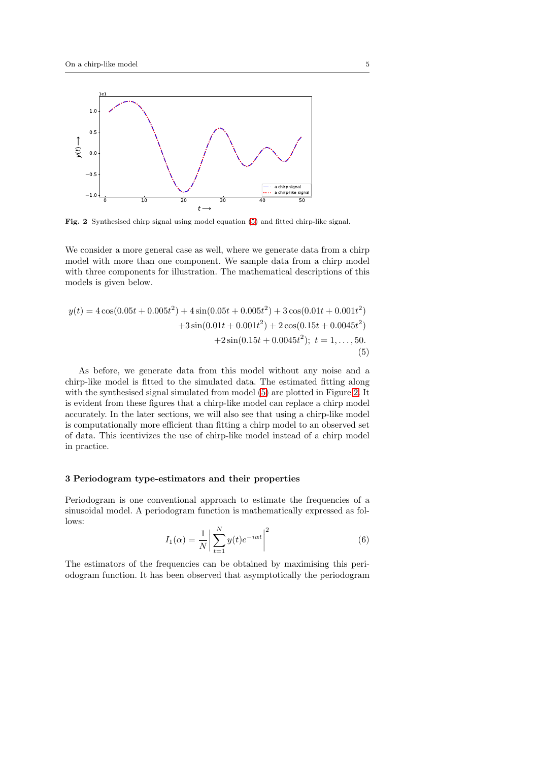**Fig. 2** Synthesised chirp signal using model equation (5) and fitted chirp-like signal.

We consider a more general case as well, where we generate data from a chirp model with more than one component. We sample data from a chirp model with three components for illustration. The mathematical descriptions of this models is given below.

$$
\begin{aligned}
y(t) = 4\cos(0.05t + 0.005t^2) + 4\sin(0.05t + 0.005t^2) + 3\cos(0.01t + 0.001t^2) \\
+3\sin(0.01t + 0.001t^2) + 2\cos(0.15t + 0.0045t^2) \\
+2\sin(0.15t + 0.0045t^2);\ t = 1, \ldots, 50.
\end{aligned} \tag{5}
$$

As before, we generate data from this model without any noise and a chirp-like model is fitted to the simulated data. The estimated fitting along with the synthesised signal simulated from model (5) are plotted in Figure 2. It is evident from these figures that a chirp-like model can replace a chirp model accurately. In the later sections, we will also see that using a chirp-like model is computationally more efficient than fitting a chirp model to an observed set of data. This icentivizes the use of chirp-like model instead of a chirp model in practice.

## 3 Periodogram type-estimators and their properties

Periodogram is one conventional approach to estimate the frequencies of a sinusoidal model. A periodogram function is mathematically expressed as follows:

$$
I_1(\alpha) = \frac{1}{N}\left|\sum_{t=1}^{N} y(t)e^{-i\alpha t}\right|^2 \tag{6}
$$

The estimators of the frequencies can be obtained by maximising this periodogram function. It has been observed that asymptotically the periodogram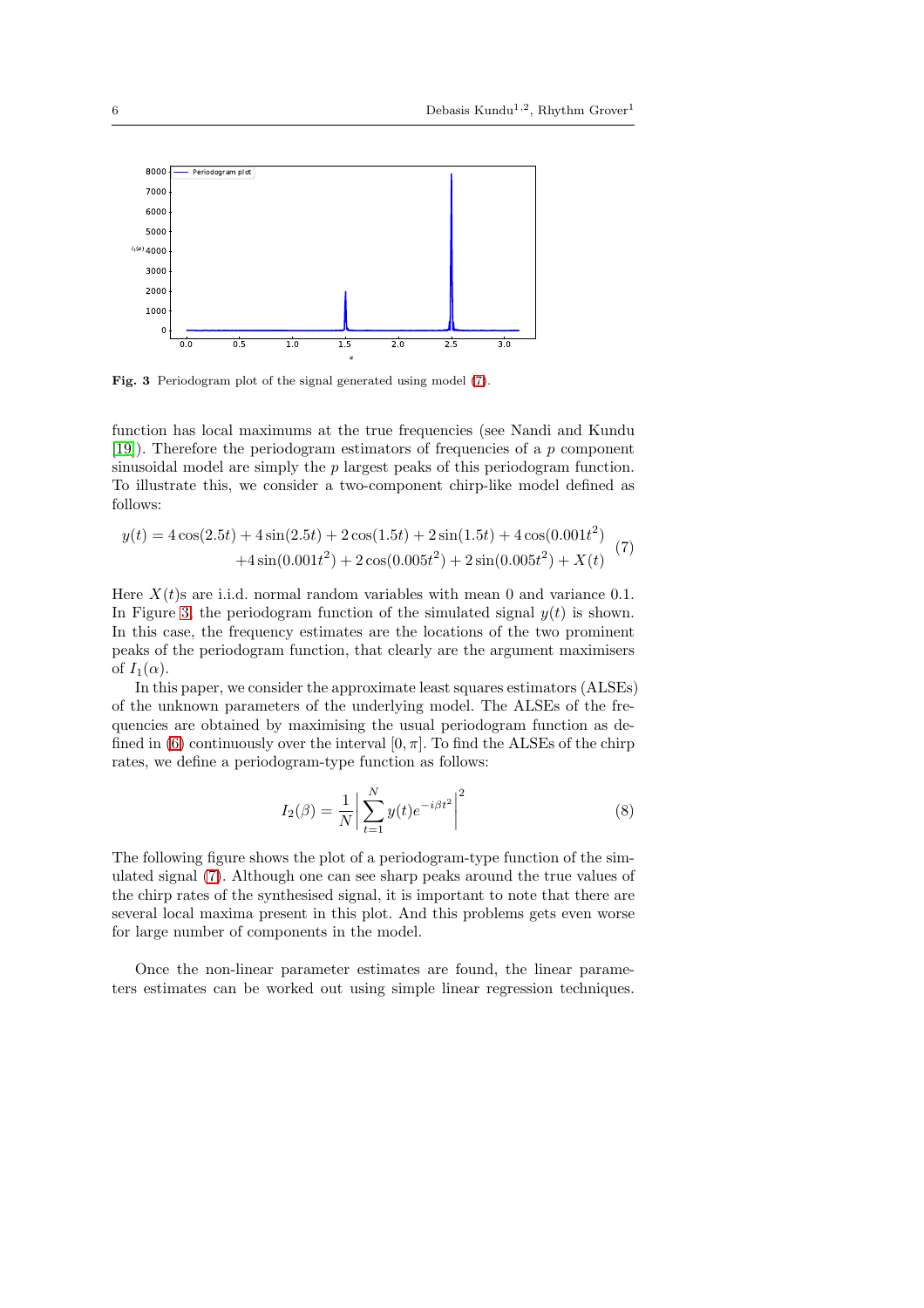**Fig. 3** Periodogram plot of the signal generated using model (7).

function has local maximums at the true frequencies (see Nandi and Kundu [19]). Therefore the periodogram estimators of frequencies of a $p$ component sinusoidal model are simply the $p$ largest peaks of this periodogram function. To illustrate this, we consider a two-component chirp-like model defined as follows:

$$
\begin{aligned}
y(t) = 4\cos(2.5t) + 4\sin(2.5t) + 2\cos(1.5t) + 2\sin(1.5t) + 4\cos(0.001t^2) \\
+4\sin(0.001t^2) + 2\cos(0.005t^2) + 2\sin(0.005t^2) + X(t)
\end{aligned}
\tag{7}
$$

Here $X(t)$s are i.i.d. normal random variables with mean 0 and variance 0.1. In Figure 3, the periodogram function of the simulated signal $y(t)$ is shown. In this case, the frequency estimates are the locations of the two prominent peaks of the periodogram function, that clearly are the argument maximisers of $I_1(\alpha)$.

In this paper, we consider the approximate least squares estimators (ALSEs) of the unknown parameters of the underlying model. The ALSEs of the frequencies are obtained by maximising the usual periodogram function as defined in (6) continuously over the interval $[0, \pi]$. To find the ALSEs of the chirp rates, we define a periodogram-type function as follows:

$$
I_2(\beta) = \frac{1}{N}\left|\sum_{t=1}^{N} y(t)e^{-i\beta t^2}\right|^2 \tag{8}
$$

The following figure shows the plot of a periodogram-type function of the simulated signal (7). Although one can see sharp peaks around the true values of the chirp rates of the synthesised signal, it is important to note that there are several local maxima present in this plot. And this problems gets even worse for large number of components in the model.

Once the non-linear parameter estimates are found, the linear parameters estimates can be worked out using simple linear regression techniques.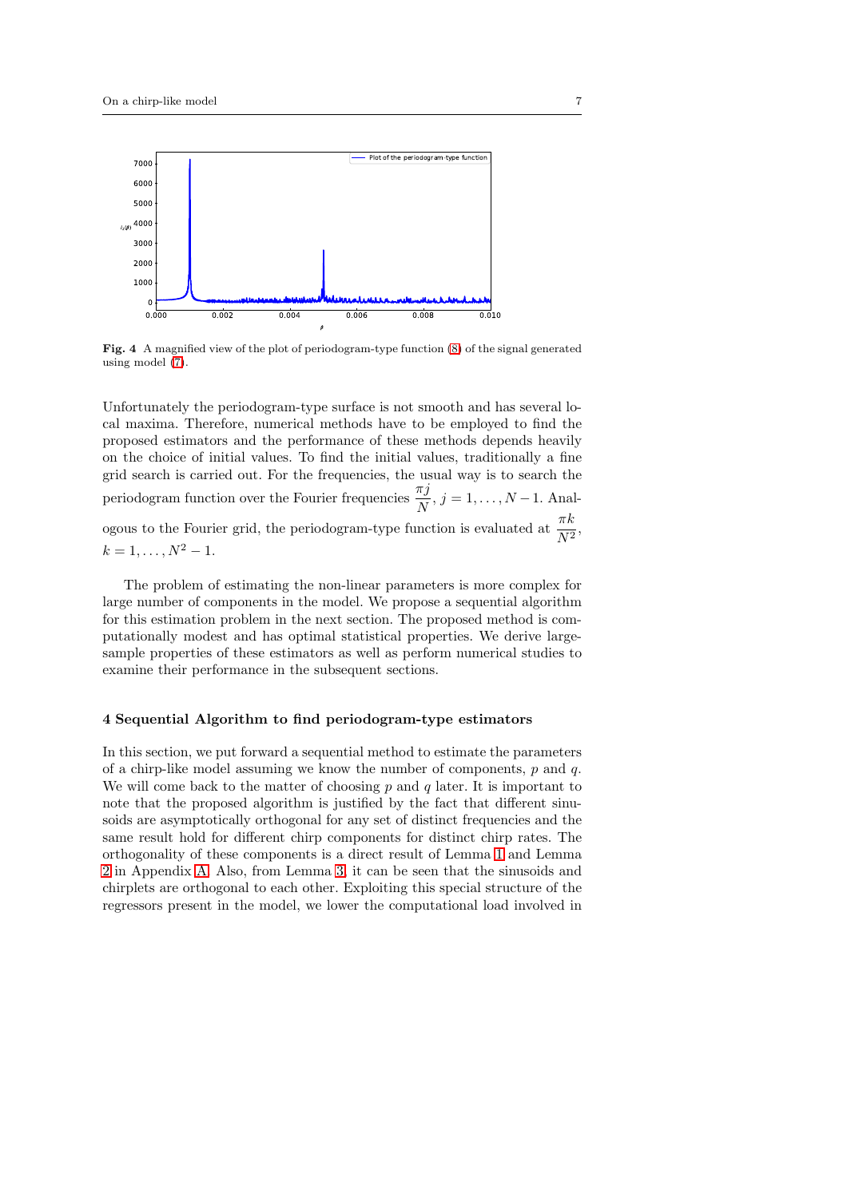**Fig. 4** A magnified view of the plot of periodogram-type function (8) of the signal generated using model (7).

Unfortunately the periodogram-type surface is not smooth and has several local maxima. Therefore, numerical methods have to be employed to find the proposed estimators and the performance of these methods depends heavily on the choice of initial values. To find the initial values, traditionally a fine grid search is carried out. For the frequencies, the usual way is to search the periodogram function over the Fourier frequencies $\dfrac{\pi j}{N}$, $j = 1, \ldots, N-1$. Analogous to the Fourier grid, the periodogram-type function is evaluated at $\dfrac{\pi k}{N^2}$, $k = 1, \ldots, N^2 - 1$.

The problem of estimating the non-linear parameters is more complex for large number of components in the model. We propose a sequential algorithm for this estimation problem in the next section. The proposed method is computationally modest and has optimal statistical properties. We derive large-sample properties of these estimators as well as perform numerical studies to examine their performance in the subsequent sections.

## 4 Sequential Algorithm to find periodogram-type estimators

In this section, we put forward a sequential method to estimate the parameters of a chirp-like model assuming we know the number of components, $p$ and $q$. We will come back to the matter of choosing $p$ and $q$ later. It is important to note that the proposed algorithm is justified by the fact that different sinusoids are asymptotically orthogonal for any set of distinct frequencies and the same result hold for different chirp components for distinct chirp rates. The orthogonality of these components is a direct result of Lemma 1 and Lemma 2 in Appendix A. Also, from Lemma 3, it can be seen that the sinusoids and chirplets are orthogonal to each other. Exploiting this special structure of the regressors present in the model, we lower the computational load involved in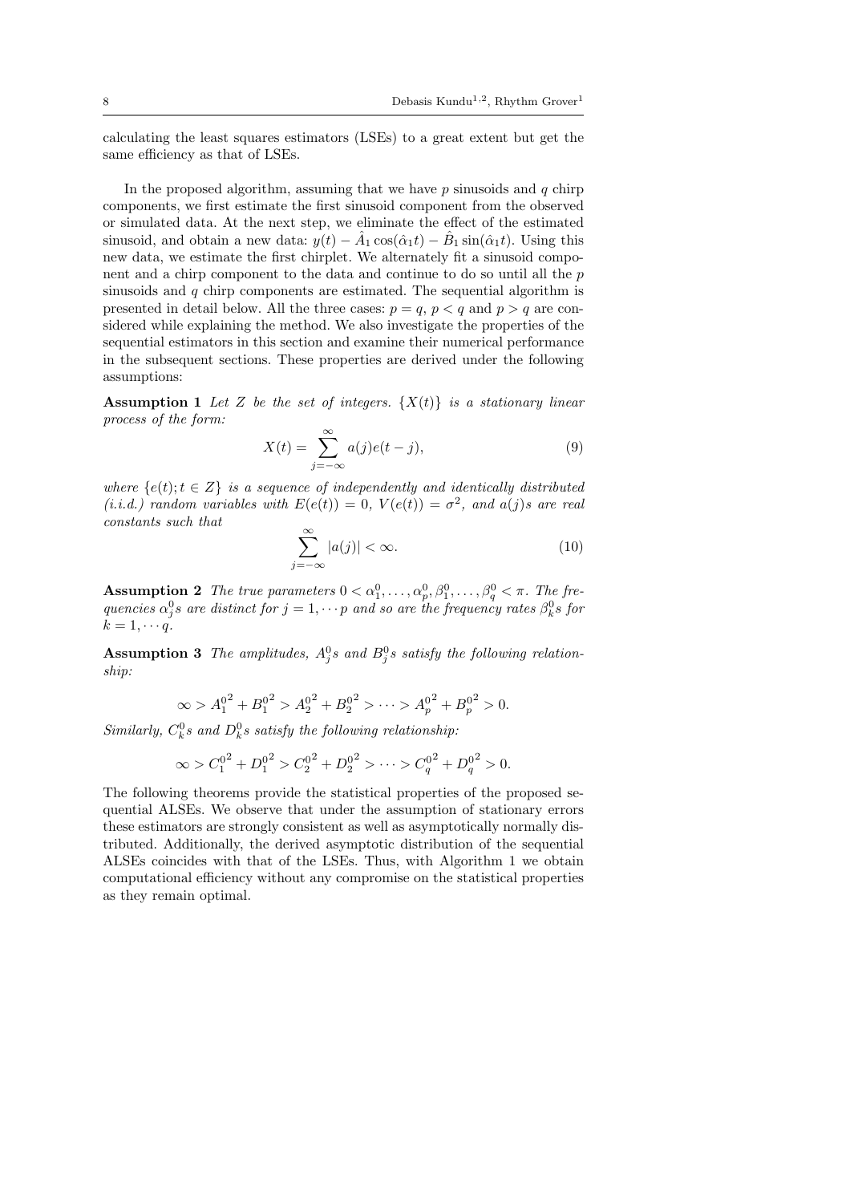calculating the least squares estimators (LSEs) to a great extent but get the same efficiency as that of LSEs.

In the proposed algorithm, assuming that we have $p$ sinusoids and $q$ chirp components, we first estimate the first sinusoid component from the observed or simulated data. At the next step, we eliminate the effect of the estimated sinusoid, and obtain a new data: $y(t) - \hat{A}_1 \cos(\hat{\alpha}_1 t) - \hat{B}_1 \sin(\hat{\alpha}_1 t)$. Using this new data, we estimate the first chirplet. We alternately fit a sinusoid component and a chirp component to the data and continue to do so until all the $p$ sinusoids and $q$ chirp components are estimated. The sequential algorithm is presented in detail below. All the three cases: $p = q$, $p < q$ and $p > q$ are considered while explaining the method. We also investigate the properties of the sequential estimators in this section and examine their numerical performance in the subsequent sections. These properties are derived under the following assumptions:

**Assumption 1** *Let $Z$ be the set of integers. $\{X(t)\}$ is a stationary linear process of the form:*

$$X(t) = \sum_{j=-\infty}^{\infty} a(j) e(t-j), \tag{9}$$

*where $\{e(t); t \in Z\}$ is a sequence of independently and identically distributed (i.i.d.) random variables with $E(e(t)) = 0$, $V(e(t)) = \sigma^2$, and $a(j)$s are real constants such that*

$$\sum_{j=-\infty}^{\infty} |a(j)| < \infty. \tag{10}$$

**Assumption 2** *The true parameters $0 < \alpha_1^0, \ldots, \alpha_p^0, \beta_1^0, \ldots, \beta_q^0 < \pi$. The frequencies $\alpha_j^0$s are distinct for $j = 1, \cdots p$ and so are the frequency rates $\beta_k^0$s for $k = 1, \cdots q$.*

**Assumption 3** *The amplitudes, $A_j^0$s and $B_j^0$s satisfy the following relationship:*

$$\infty > {A_1^0}^2 + {B_1^0}^2 > {A_2^0}^2 + {B_2^0}^2 > \cdots > {A_p^0}^2 + {B_p^0}^2 > 0.$$

*Similarly, $C_k^0$s and $D_k^0$s satisfy the following relationship:*

$$\infty > {C_1^0}^2 + {D_1^0}^2 > {C_2^0}^2 + {D_2^0}^2 > \cdots > {C_q^0}^2 + {D_q^0}^2 > 0.$$

The following theorems provide the statistical properties of the proposed sequential ALSEs. We observe that under the assumption of stationary errors these estimators are strongly consistent as well as asymptotically normally distributed. Additionally, the derived asymptotic distribution of the sequential ALSEs coincides with that of the LSEs. Thus, with Algorithm 1 we obtain computational efficiency without any compromise on the statistical properties as they remain optimal.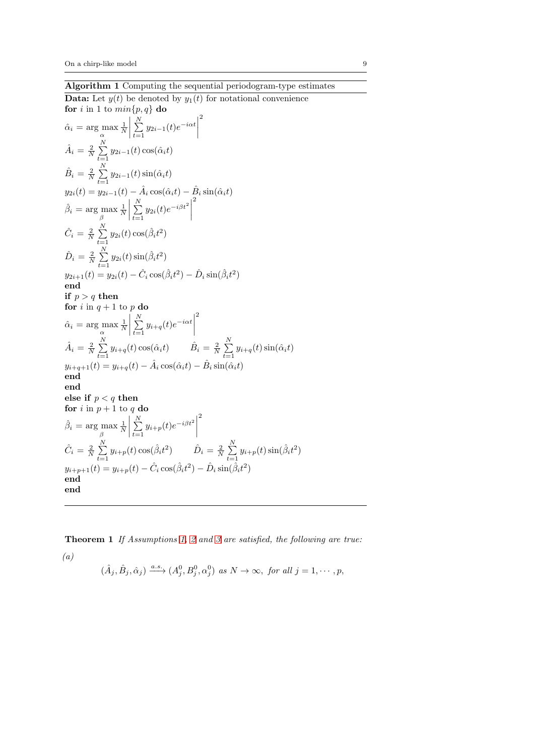**Algorithm 1** Computing the sequential periodogram-type estimates

**Data:** Let $y(t)$ be denoted by $y_1(t)$ for notational convenience

**for** $i$ in 1 to $min\{p, q\}$ **do**

$\hat{\alpha}_i = \arg\max_{\alpha} \frac{1}{N}\left|\sum_{t=1}^{N} y_{2i-1}(t)e^{-i\alpha t}\right|^2$

$\hat{A}_i = \frac{2}{N}\sum_{t=1}^{N} y_{2i-1}(t)\cos(\hat{\alpha}_i t)$

$\hat{B}_i = \frac{2}{N}\sum_{t=1}^{N} y_{2i-1}(t)\sin(\hat{\alpha}_i t)$

$y_{2i}(t) = y_{2i-1}(t) - \hat{A}_i\cos(\hat{\alpha}_i t) - \hat{B}_i\sin(\hat{\alpha}_i t)$

$\hat{\beta}_i = \arg\max_{\beta} \frac{1}{N}\left|\sum_{t=1}^{N} y_{2i}(t)e^{-i\beta t^2}\right|^2$

$\hat{C}_i = \frac{2}{N}\sum_{t=1}^{N} y_{2i}(t)\cos(\hat{\beta}_i t^2)$

$\hat{D}_i = \frac{2}{N}\sum_{t=1}^{N} y_{2i}(t)\sin(\hat{\beta}_i t^2)$

$y_{2i+1}(t) = y_{2i}(t) - \hat{C}_i\cos(\hat{\beta}_i t^2) - \hat{D}_i\sin(\hat{\beta}_i t^2)$

**end**

**if** $p > q$ **then**

**for** $i$ in $q+1$ to $p$ **do**

$\hat{\alpha}_i = \arg\max_{\alpha} \frac{1}{N}\left|\sum_{t=1}^{N} y_{i+q}(t)e^{-i\alpha t}\right|^2$

$\hat{A}_i = \frac{2}{N}\sum_{t=1}^{N} y_{i+q}(t)\cos(\hat{\alpha}_i t) \qquad \hat{B}_i = \frac{2}{N}\sum_{t=1}^{N} y_{i+q}(t)\sin(\hat{\alpha}_i t)$

$y_{i+q+1}(t) = y_{i+q}(t) - \hat{A}_i\cos(\hat{\alpha}_i t) - \hat{B}_i\sin(\hat{\alpha}_i t)$

**end**

**end**

**else if** $p < q$ **then**

**for** $i$ in $p+1$ to $q$ **do**

$\hat{\beta}_i = \arg\max_{\beta} \frac{1}{N}\left|\sum_{t=1}^{N} y_{i+p}(t)e^{-i\beta t^2}\right|^2$

$\hat{C}_i = \frac{2}{N}\sum_{t=1}^{N} y_{i+p}(t)\cos(\hat{\beta}_i t^2) \qquad \hat{D}_i = \frac{2}{N}\sum_{t=1}^{N} y_{i+p}(t)\sin(\hat{\beta}_i t^2)$

$y_{i+p+1}(t) = y_{i+p}(t) - \hat{C}_i\cos(\hat{\beta}_i t^2) - \hat{D}_i\sin(\hat{\beta}_i t^2)$

**end**

**end**

---

**Theorem 1** *If Assumptions 1, 2 and 3 are satisfied, the following are true:*

*(a)*

$$(\hat{A}_j, \hat{B}_j, \hat{\alpha}_j) \xrightarrow{a.s.} (A_j^0, B_j^0, \alpha_j^0) \text{ as } N \to \infty, \text{ for all } j = 1, \cdots, p,$$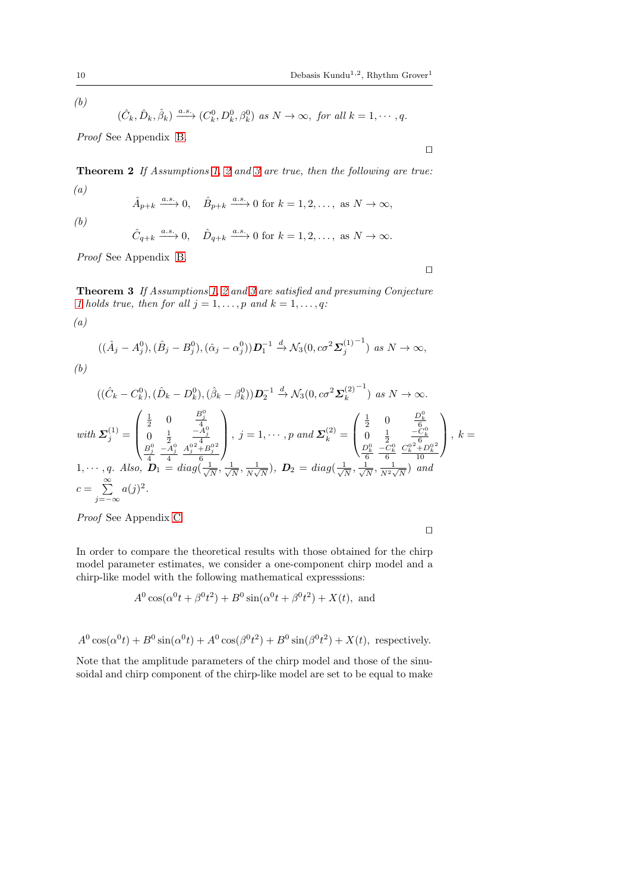*(b)*

$$(\hat{C}_k, \hat{D}_k, \hat{\beta}_k) \xrightarrow{a.s.} (C_k^0, D_k^0, \beta_k^0) \text{ as } N \to \infty, \text{ for all } k = 1, \cdots, q.$$

*Proof* See Appendix B. □

**Theorem 2** *If Assumptions 1, 2 and 3 are true, then the following are true:*

*(a)*

$$\hat{A}_{p+k} \xrightarrow{a.s.} 0, \quad \hat{B}_{p+k} \xrightarrow{a.s.} 0 \text{ for } k = 1, 2, \ldots, \text{ as } N \to \infty,$$

*(b)*

$$\hat{C}_{q+k} \xrightarrow{a.s.} 0, \quad \hat{D}_{q+k} \xrightarrow{a.s.} 0 \text{ for } k = 1, 2, \ldots, \text{ as } N \to \infty.$$

*Proof* See Appendix B. □

**Theorem 3** *If Assumptions 1, 2 and 3 are satisfied and presuming Conjecture 1 holds true, then for all $j = 1, \ldots, p$ and $k = 1, \ldots, q$:*

*(a)*

$$((\hat{A}_j - A_j^0), (\hat{B}_j - B_j^0), (\hat{\alpha}_j - \alpha_j^0))\boldsymbol{D}_1^{-1} \xrightarrow{d} \mathcal{N}_3(0, c\sigma^2 {\boldsymbol{\Sigma}_j^{(1)}}^{-1}) \text{ as } N \to \infty,$$

*(b)*

$$((\hat{C}_k - C_k^0), (\hat{D}_k - D_k^0), (\hat{\beta}_k - \beta_k^0))\boldsymbol{D}_2^{-1} \xrightarrow{d} \mathcal{N}_3(0, c\sigma^2 {\boldsymbol{\Sigma}_k^{(2)}}^{-1}) \text{ as } N \to \infty.$$

*with* $\boldsymbol{\Sigma}_j^{(1)} = \begin{pmatrix} \frac{1}{2} & 0 & \frac{B_j^0}{4} \\ 0 & \frac{1}{2} & \frac{-A_j^0}{4} \\ \frac{B_j^0}{4} & \frac{-A_j^0}{4} & \frac{{A_j^0}^2 + {B_j^0}^2}{6} \end{pmatrix}$, $j = 1, \cdots, p$ *and* $\boldsymbol{\Sigma}_k^{(2)} = \begin{pmatrix} \frac{1}{2} & 0 & \frac{D_k^0}{6} \\ 0 & \frac{1}{2} & \frac{-C_k^0}{6} \\ \frac{D_k^0}{6} & \frac{-C_k^0}{6} & \frac{{C_k^0}^2 + {D_k^0}^2}{10} \end{pmatrix}$, $k = 1, \cdots, q$. *Also,* $\boldsymbol{D}_1 = diag(\frac{1}{\sqrt{N}}, \frac{1}{\sqrt{N}}, \frac{1}{N\sqrt{N}})$, $\boldsymbol{D}_2 = diag(\frac{1}{\sqrt{N}}, \frac{1}{\sqrt{N}}, \frac{1}{N^2\sqrt{N}})$ *and* $c = \sum_{j=-\infty}^{\infty} a(j)^2$.

*Proof* See Appendix C. □

In order to compare the theoretical results with those obtained for the chirp model parameter estimates, we consider a one-component chirp model and a chirp-like model with the following mathematical expresssions:

$$A^0 \cos(\alpha^0 t + \beta^0 t^2) + B^0 \sin(\alpha^0 t + \beta^0 t^2) + X(t), \text{ and}$$

$$A^0 \cos(\alpha^0 t) + B^0 \sin(\alpha^0 t) + A^0 \cos(\beta^0 t^2) + B^0 \sin(\beta^0 t^2) + X(t), \text{ respectively.}$$

Note that the amplitude parameters of the chirp model and those of the sinusoidal and chirp component of the chirp-like model are set to be equal to make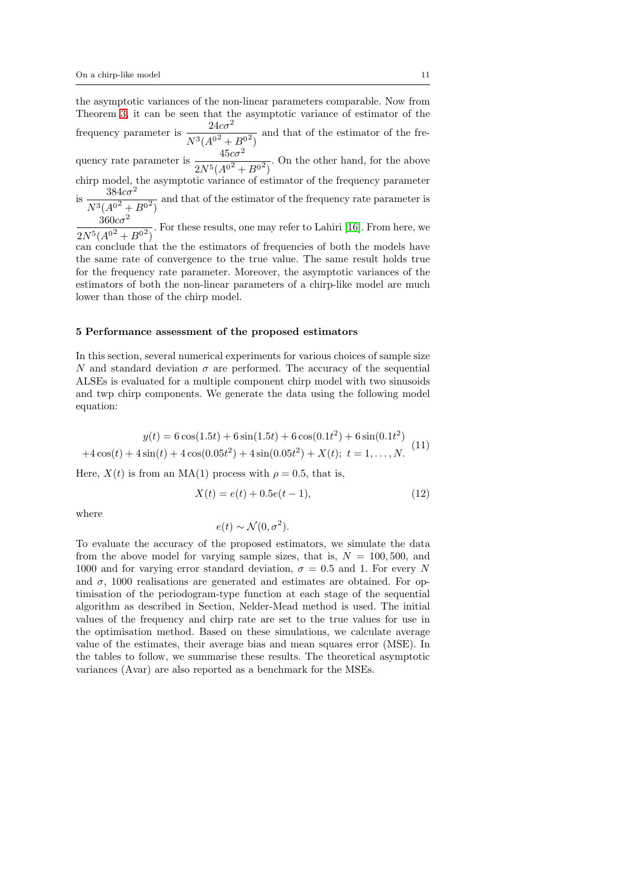the asymptotic variances of the non-linear parameters comparable. Now from Theorem 3, it can be seen that the asymptotic variance of estimator of the frequency parameter is $\dfrac{24c\sigma^2}{N^3({A^0}^2+{B^0}^2)}$ and that of the estimator of the frequency rate parameter is $\dfrac{45c\sigma^2}{2N^5({A^0}^2+{B^0}^2)}$. On the other hand, for the above chirp model, the asymptotic variance of estimator of the frequency parameter is $\dfrac{384c\sigma^2}{N^3({A^0}^2+{B^0}^2)}$ and that of the estimator of the frequency rate parameter is $\dfrac{360c\sigma^2}{2N^5({A^0}^2+{B^0}^2)}$. For these results, one may refer to Lahiri [16]. From here, we can conclude that the the estimators of frequencies of both the models have the same rate of convergence to the true value. The same result holds true for the frequency rate parameter. Moreover, the asymptotic variances of the estimators of both the non-linear parameters of a chirp-like model are much lower than those of the chirp model.

## 5 Performance assessment of the proposed estimators

In this section, several numerical experiments for various choices of sample size $N$ and standard deviation $\sigma$ are performed. The accuracy of the sequential ALSEs is evaluated for a multiple component chirp model with two sinusoids and twp chirp components. We generate the data using the following model equation:

$$
\begin{aligned}
y(t) = 6\cos(1.5t) + 6\sin(1.5t) + 6\cos(0.1t^2) + 6\sin(0.1t^2) \\
+4\cos(t) + 4\sin(t) + 4\cos(0.05t^2) + 4\sin(0.05t^2) + X(t);\ t = 1,\ldots,N.
\end{aligned}
\tag{11}
$$

Here, $X(t)$ is from an MA(1) process with $\rho = 0.5$, that is,

$$
X(t) = e(t) + 0.5e(t-1), \tag{12}
$$

where

$$
e(t) \sim \mathcal{N}(0, \sigma^2).
$$

To evaluate the accuracy of the proposed estimators, we simulate the data from the above model for varying sample sizes, that is, $N = 100, 500$, and $1000$ and for varying error standard deviation, $\sigma = 0.5$ and $1$. For every $N$ and $\sigma$, 1000 realisations are generated and estimates are obtained. For optimisation of the periodogram-type function at each stage of the sequential algorithm as described in Section, Nelder-Mead method is used. The initial values of the frequency and chirp rate are set to the true values for use in the optimisation method. Based on these simulations, we calculate average value of the estimates, their average bias and mean squares error (MSE). In the tables to follow, we summarise these results. The theoretical asymptotic variances (Avar) are also reported as a benchmark for the MSEs.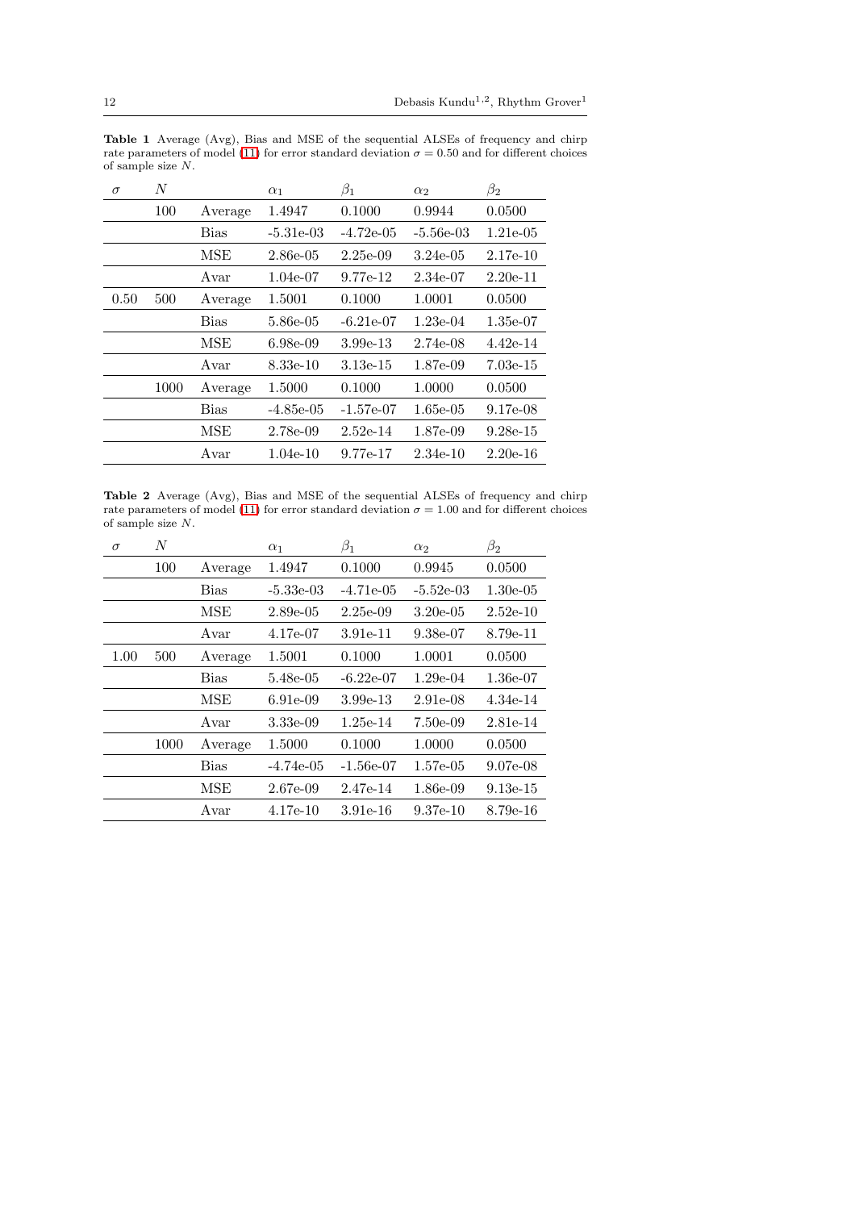**Table 1** Average (Avg), Bias and MSE of the sequential ALSEs of frequency and chirp rate parameters of model (11) for error standard deviation $\sigma = 0.50$ and for different choices of sample size $N$.

| $\sigma$ | $N$ | | $\alpha_1$ | $\beta_1$ | $\alpha_2$ | $\beta_2$ |
|---|---|---|---|---|---|---|
| | 100 | Average | 1.4947 | 0.1000 | 0.9944 | 0.0500 |
| | | Bias | -5.31e-03 | -4.72e-05 | -5.56e-03 | 1.21e-05 |
| | | MSE | 2.86e-05 | 2.25e-09 | 3.24e-05 | 2.17e-10 |
| | | Avar | 1.04e-07 | 9.77e-12 | 2.34e-07 | 2.20e-11 |
| 0.50 | 500 | Average | 1.5001 | 0.1000 | 1.0001 | 0.0500 |
| | | Bias | 5.86e-05 | -6.21e-07 | 1.23e-04 | 1.35e-07 |
| | | MSE | 6.98e-09 | 3.99e-13 | 2.74e-08 | 4.42e-14 |
| | | Avar | 8.33e-10 | 3.13e-15 | 1.87e-09 | 7.03e-15 |
| | 1000 | Average | 1.5000 | 0.1000 | 1.0000 | 0.0500 |
| | | Bias | -4.85e-05 | -1.57e-07 | 1.65e-05 | 9.17e-08 |
| | | MSE | 2.78e-09 | 2.52e-14 | 1.87e-09 | 9.28e-15 |
| | | Avar | 1.04e-10 | 9.77e-17 | 2.34e-10 | 2.20e-16 |

**Table 2** Average (Avg), Bias and MSE of the sequential ALSEs of frequency and chirp rate parameters of model (11) for error standard deviation $\sigma = 1.00$ and for different choices of sample size $N$.

| $\sigma$ | $N$ | | $\alpha_1$ | $\beta_1$ | $\alpha_2$ | $\beta_2$ |
|---|---|---|---|---|---|---|
| | 100 | Average | 1.4947 | 0.1000 | 0.9945 | 0.0500 |
| | | Bias | -5.33e-03 | -4.71e-05 | -5.52e-03 | 1.30e-05 |
| | | MSE | 2.89e-05 | 2.25e-09 | 3.20e-05 | 2.52e-10 |
| | | Avar | 4.17e-07 | 3.91e-11 | 9.38e-07 | 8.79e-11 |
| 1.00 | 500 | Average | 1.5001 | 0.1000 | 1.0001 | 0.0500 |
| | | Bias | 5.48e-05 | -6.22e-07 | 1.29e-04 | 1.36e-07 |
| | | MSE | 6.91e-09 | 3.99e-13 | 2.91e-08 | 4.34e-14 |
| | | Avar | 3.33e-09 | 1.25e-14 | 7.50e-09 | 2.81e-14 |
| | 1000 | Average | 1.5000 | 0.1000 | 1.0000 | 0.0500 |
| | | Bias | -4.74e-05 | -1.56e-07 | 1.57e-05 | 9.07e-08 |
| | | MSE | 2.67e-09 | 2.47e-14 | 1.86e-09 | 9.13e-15 |
| | | Avar | 4.17e-10 | 3.91e-16 | 9.37e-10 | 8.79e-16 |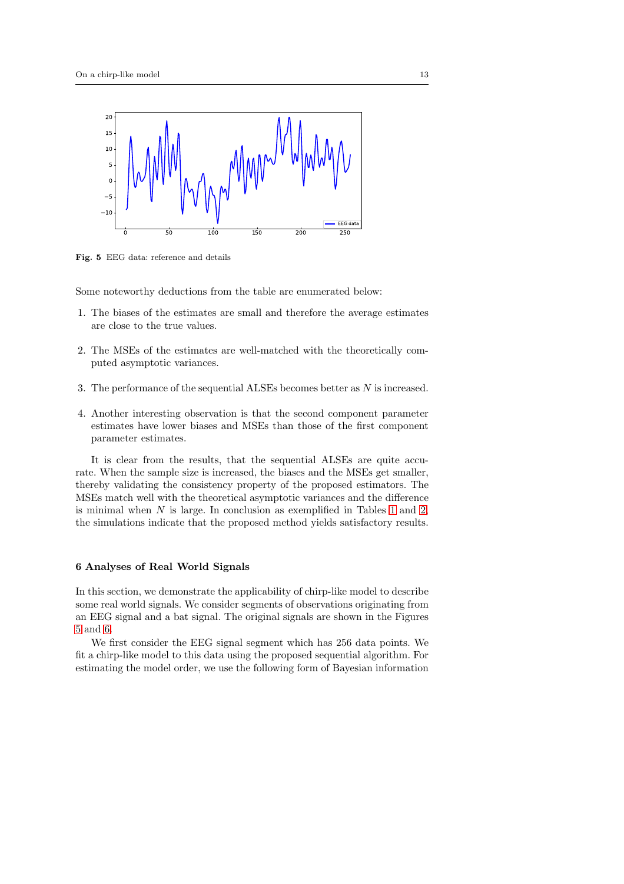**Fig. 5** EEG data: reference and details

Some noteworthy deductions from the table are enumerated below:

1. The biases of the estimates are small and therefore the average estimates are close to the true values.

2. The MSEs of the estimates are well-matched with the theoretically computed asymptotic variances.

3. The performance of the sequential ALSEs becomes better as $N$ is increased.

4. Another interesting observation is that the second component parameter estimates have lower biases and MSEs than those of the first component parameter estimates.

It is clear from the results, that the sequential ALSEs are quite accurate. When the sample size is increased, the biases and the MSEs get smaller, thereby validating the consistency property of the proposed estimators. The MSEs match well with the theoretical asymptotic variances and the difference is minimal when $N$ is large. In conclusion as exemplified in Tables 1 and 2, the simulations indicate that the proposed method yields satisfactory results.

## 6 Analyses of Real World Signals

In this section, we demonstrate the applicability of chirp-like model to describe some real world signals. We consider segments of observations originating from an EEG signal and a bat signal. The original signals are shown in the Figures 5 and 6.

We first consider the EEG signal segment which has 256 data points. We fit a chirp-like model to this data using the proposed sequential algorithm. For estimating the model order, we use the following form of Bayesian information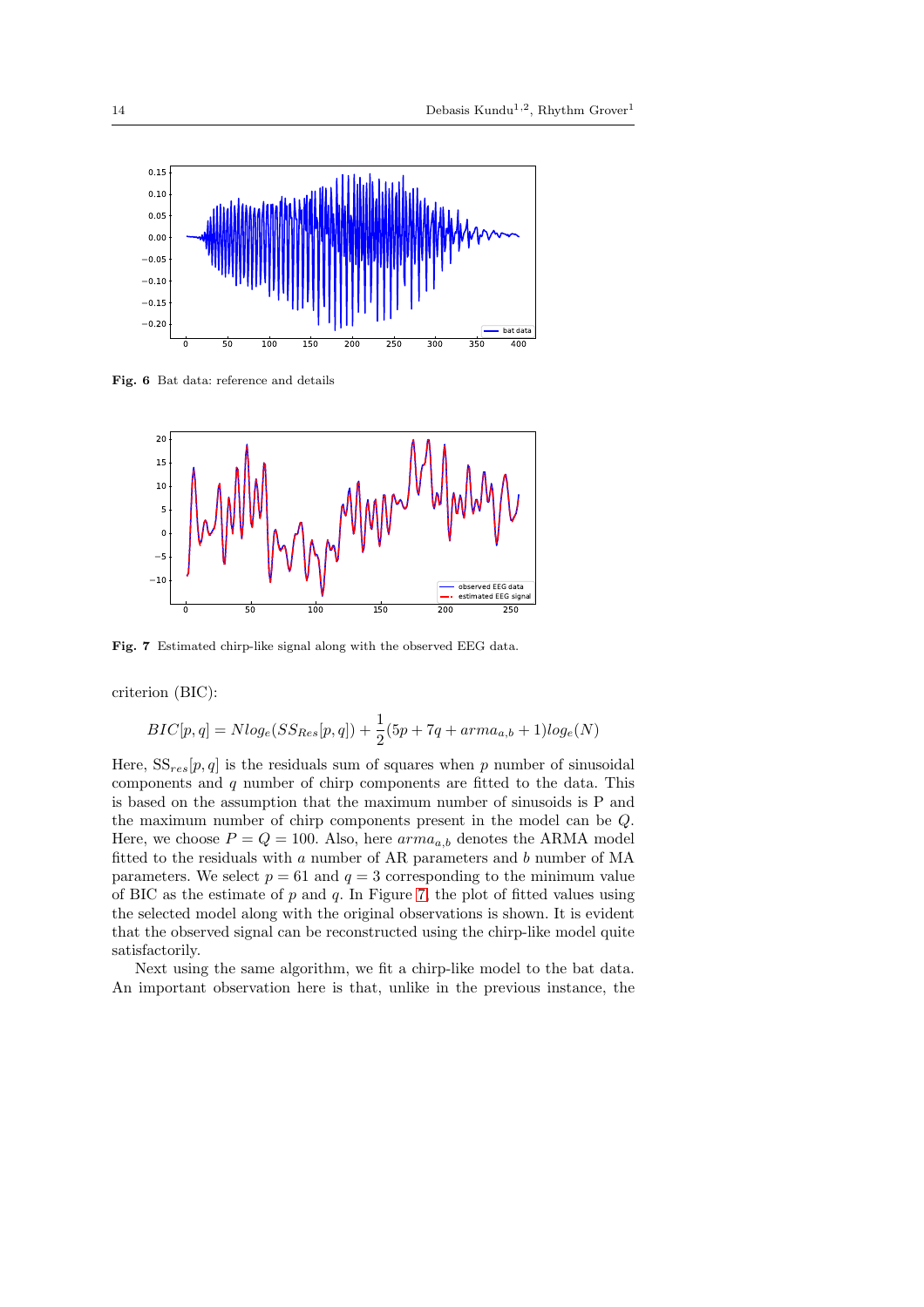**Fig. 6** Bat data: reference and details

**Fig. 7** Estimated chirp-like signal along with the observed EEG data.

criterion (BIC):

$$BIC[p, q] = N log_e(SS_{Res}[p, q]) + \frac{1}{2}(5p + 7q + arma_{a,b} + 1) log_e(N)$$

Here, $SS_{res}[p, q]$ is the residuals sum of squares when $p$ number of sinusoidal components and $q$ number of chirp components are fitted to the data. This is based on the assumption that the maximum number of sinusoids is P and the maximum number of chirp components present in the model can be $Q$. Here, we choose $P = Q = 100$. Also, here $arma_{a,b}$ denotes the ARMA model fitted to the residuals with $a$ number of AR parameters and $b$ number of MA parameters. We select $p = 61$ and $q = 3$ corresponding to the minimum value of BIC as the estimate of $p$ and $q$. In Figure 7, the plot of fitted values using the selected model along with the original observations is shown. It is evident that the observed signal can be reconstructed using the chirp-like model quite satisfactorily.

Next using the same algorithm, we fit a chirp-like model to the bat data. An important observation here is that, unlike in the previous instance, the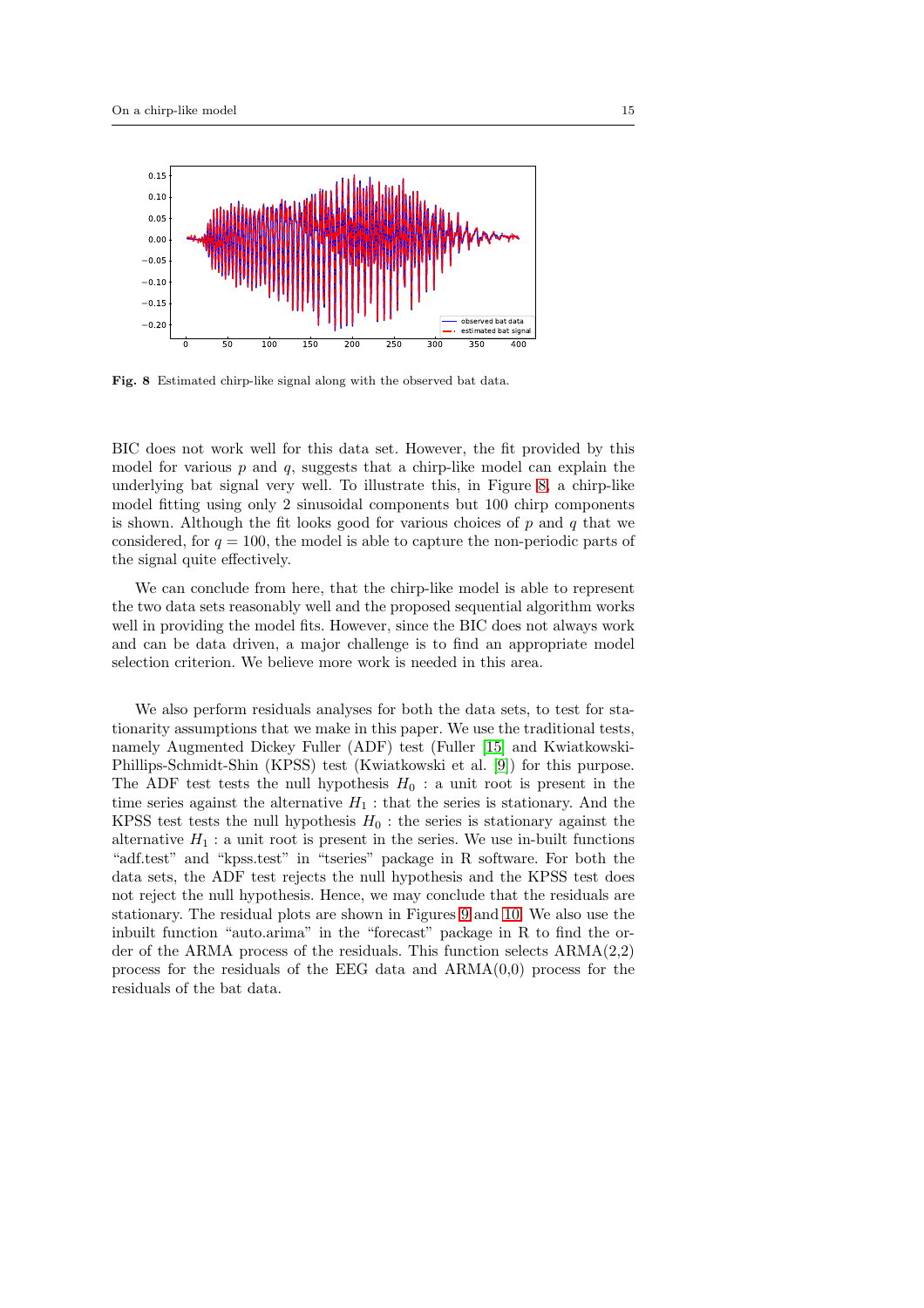**Fig. 8** Estimated chirp-like signal along with the observed bat data.

BIC does not work well for this data set. However, the fit provided by this model for various $p$ and $q$, suggests that a chirp-like model can explain the underlying bat signal very well. To illustrate this, in Figure 8, a chirp-like model fitting using only 2 sinusoidal components but 100 chirp components is shown. Although the fit looks good for various choices of $p$ and $q$ that we considered, for $q = 100$, the model is able to capture the non-periodic parts of the signal quite effectively.

We can conclude from here, that the chirp-like model is able to represent the two data sets reasonably well and the proposed sequential algorithm works well in providing the model fits. However, since the BIC does not always work and can be data driven, a major challenge is to find an appropriate model selection criterion. We believe more work is needed in this area.

We also perform residuals analyses for both the data sets, to test for stationarity assumptions that we make in this paper. We use the traditional tests, namely Augmented Dickey Fuller (ADF) test (Fuller [15] and Kwiatkowski-Phillips-Schmidt-Shin (KPSS) test (Kwiatkowski et al. [9]) for this purpose. The ADF test tests the null hypothesis $H_0$ : a unit root is present in the time series against the alternative $H_1$ : that the series is stationary. And the KPSS test tests the null hypothesis $H_0$ : the series is stationary against the alternative $H_1$ : a unit root is present in the series. We use in-built functions "adf.test" and "kpss.test" in "tseries" package in R software. For both the data sets, the ADF test rejects the null hypothesis and the KPSS test does not reject the null hypothesis. Hence, we may conclude that the residuals are stationary. The residual plots are shown in Figures 9 and 10. We also use the inbuilt function "auto.arima" in the "forecast" package in R to find the order of the ARMA process of the residuals. This function selects ARMA(2,2) process for the residuals of the EEG data and ARMA(0,0) process for the residuals of the bat data.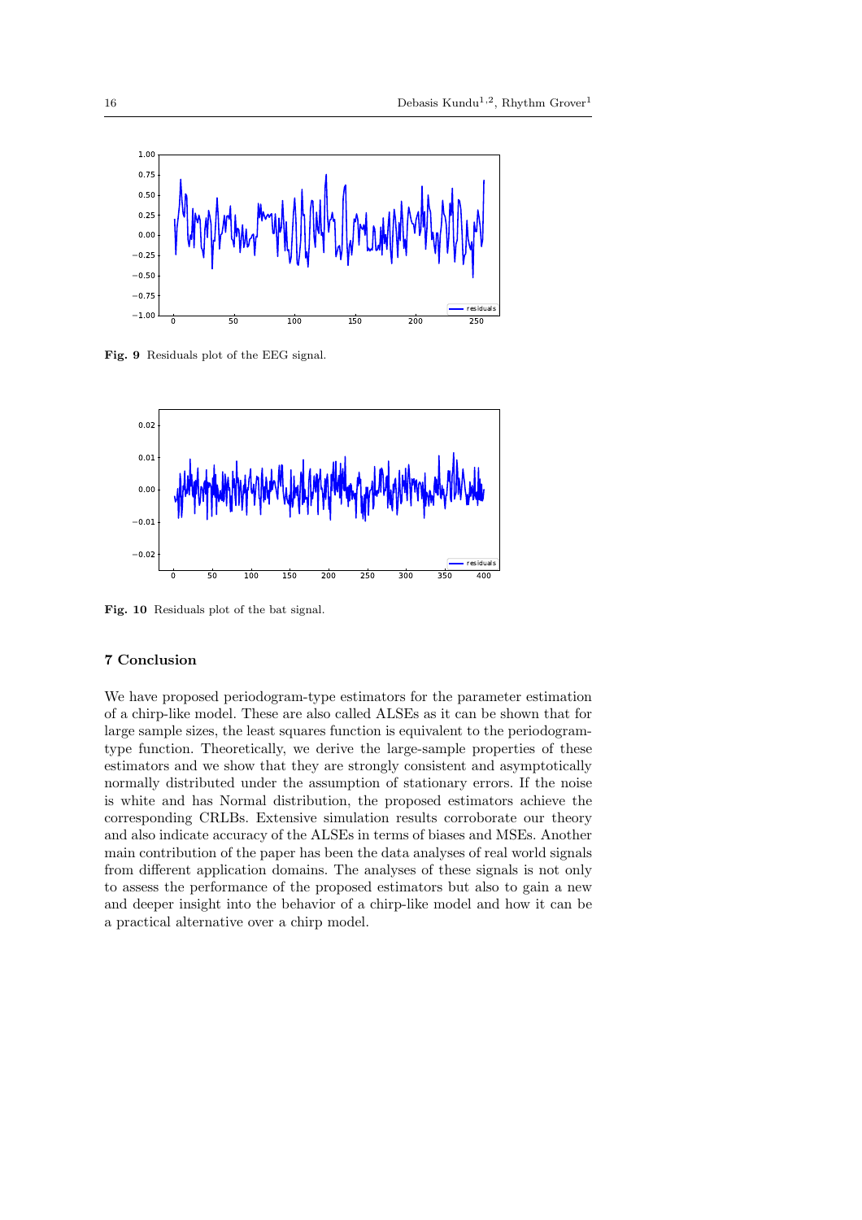Fig. 9 Residuals plot of the EEG signal.

Fig. 10 Residuals plot of the bat signal.

## 7 Conclusion

We have proposed periodogram-type estimators for the parameter estimation of a chirp-like model. These are also called ALSEs as it can be shown that for large sample sizes, the least squares function is equivalent to the periodogram-type function. Theoretically, we derive the large-sample properties of these estimators and we show that they are strongly consistent and asymptotically normally distributed under the assumption of stationary errors. If the noise is white and has Normal distribution, the proposed estimators achieve the corresponding CRLBs. Extensive simulation results corroborate our theory and also indicate accuracy of the ALSEs in terms of biases and MSEs. Another main contribution of the paper has been the data analyses of real world signals from different application domains. The analyses of these signals is not only to assess the performance of the proposed estimators but also to gain a new and deeper insight into the behavior of a chirp-like model and how it can be a practical alternative over a chirp model.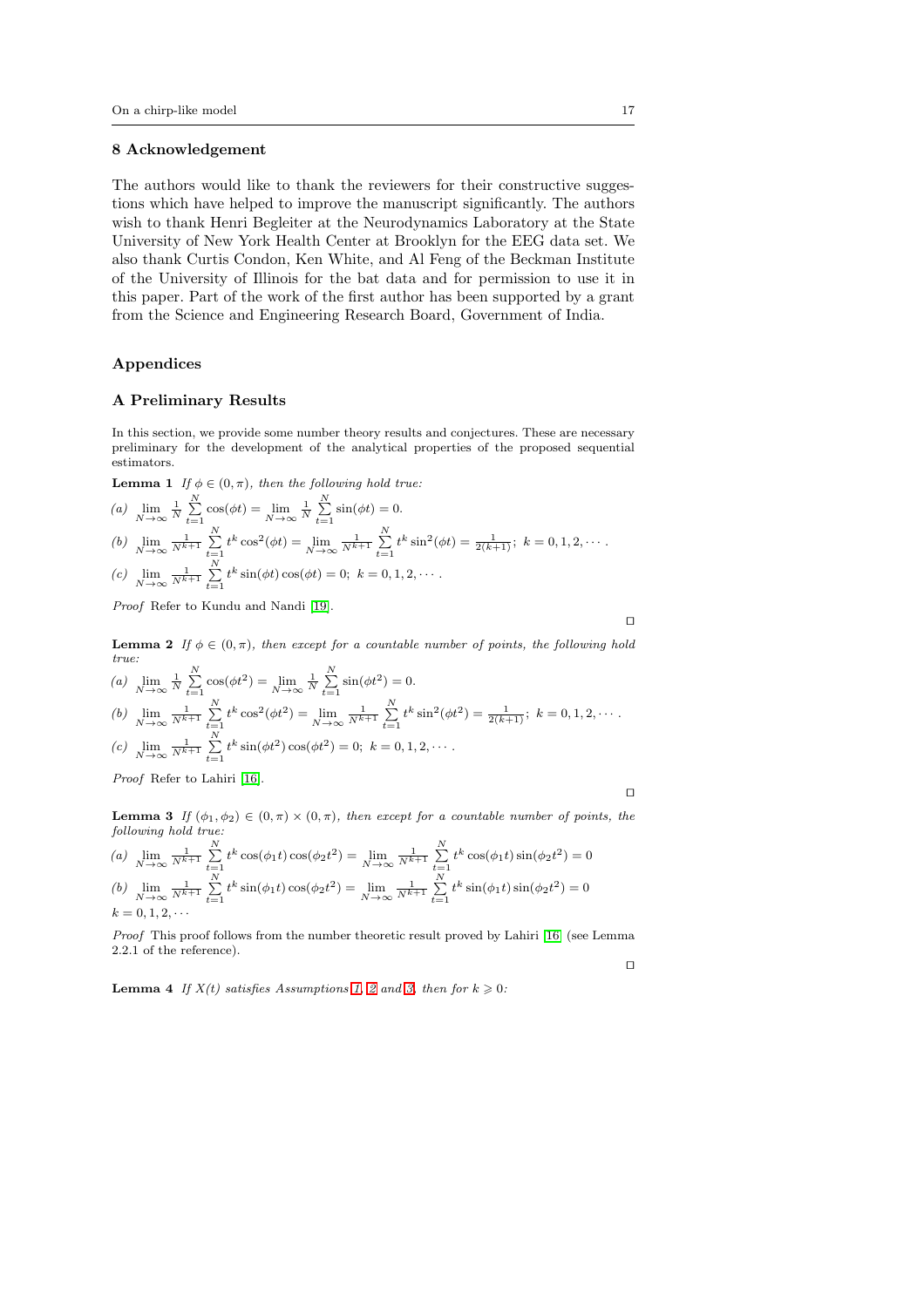## 8 Acknowledgement

The authors would like to thank the reviewers for their constructive suggestions which have helped to improve the manuscript significantly. The authors wish to thank Henri Begleiter at the Neurodynamics Laboratory at the State University of New York Health Center at Brooklyn for the EEG data set. We also thank Curtis Condon, Ken White, and Al Feng of the Beckman Institute of the University of Illinois for the bat data and for permission to use it in this paper. Part of the work of the first author has been supported by a grant from the Science and Engineering Research Board, Government of India.

## Appendices

## A Preliminary Results

In this section, we provide some number theory results and conjectures. These are necessary preliminary for the development of the analytical properties of the proposed sequential estimators.

**Lemma 1** *If $\phi \in (0, \pi)$, then the following hold true:*

*(a)* $\lim\limits_{N \to \infty} \frac{1}{N} \sum\limits_{t=1}^{N} \cos(\phi t) = \lim\limits_{N \to \infty} \frac{1}{N} \sum\limits_{t=1}^{N} \sin(\phi t) = 0.$

*(b)* $\lim\limits_{N \to \infty} \frac{1}{N^{k+1}} \sum\limits_{t=1}^{N} t^k \cos^2(\phi t) = \lim\limits_{N \to \infty} \frac{1}{N^{k+1}} \sum\limits_{t=1}^{N} t^k \sin^2(\phi t) = \frac{1}{2(k+1)};\ k = 0, 1, 2, \cdots.$

*(c)* $\lim\limits_{N \to \infty} \frac{1}{N^{k+1}} \sum\limits_{t=1}^{N} t^k \sin(\phi t) \cos(\phi t) = 0;\ k = 0, 1, 2, \cdots.$

*Proof* Refer to Kundu and Nandi [19]. □

**Lemma 2** *If $\phi \in (0, \pi)$, then except for a countable number of points, the following hold true:*

*(a)* $\lim\limits_{N \to \infty} \frac{1}{N} \sum\limits_{t=1}^{N} \cos(\phi t^2) = \lim\limits_{N \to \infty} \frac{1}{N} \sum\limits_{t=1}^{N} \sin(\phi t^2) = 0.$

*(b)* $\lim\limits_{N \to \infty} \frac{1}{N^{k+1}} \sum\limits_{t=1}^{N} t^k \cos^2(\phi t^2) = \lim\limits_{N \to \infty} \frac{1}{N^{k+1}} \sum\limits_{t=1}^{N} t^k \sin^2(\phi t^2) = \frac{1}{2(k+1)};\ k = 0, 1, 2, \cdots.$

*(c)* $\lim\limits_{N \to \infty} \frac{1}{N^{k+1}} \sum\limits_{t=1}^{N} t^k \sin(\phi t^2) \cos(\phi t^2) = 0;\ k = 0, 1, 2, \cdots.$

*Proof* Refer to Lahiri [16]. □

**Lemma 3** *If $(\phi_1, \phi_2) \in (0, \pi) \times (0, \pi)$, then except for a countable number of points, the following hold true:*

*(a)* $\lim\limits_{N \to \infty} \frac{1}{N^{k+1}} \sum\limits_{t=1}^{N} t^k \cos(\phi_1 t) \cos(\phi_2 t^2) = \lim\limits_{N \to \infty} \frac{1}{N^{k+1}} \sum\limits_{t=1}^{N} t^k \cos(\phi_1 t) \sin(\phi_2 t^2) = 0$

*(b)* $\lim\limits_{N \to \infty} \frac{1}{N^{k+1}} \sum\limits_{t=1}^{N} t^k \sin(\phi_1 t) \cos(\phi_2 t^2) = \lim\limits_{N \to \infty} \frac{1}{N^{k+1}} \sum\limits_{t=1}^{N} t^k \sin(\phi_1 t) \sin(\phi_2 t^2) = 0$

$k = 0, 1, 2, \cdots$

*Proof* This proof follows from the number theoretic result proved by Lahiri [16] (see Lemma 2.2.1 of the reference). □

**Lemma 4** *If $X(t)$ satisfies Assumptions 1, 2 and 3, then for $k \geqslant 0$:*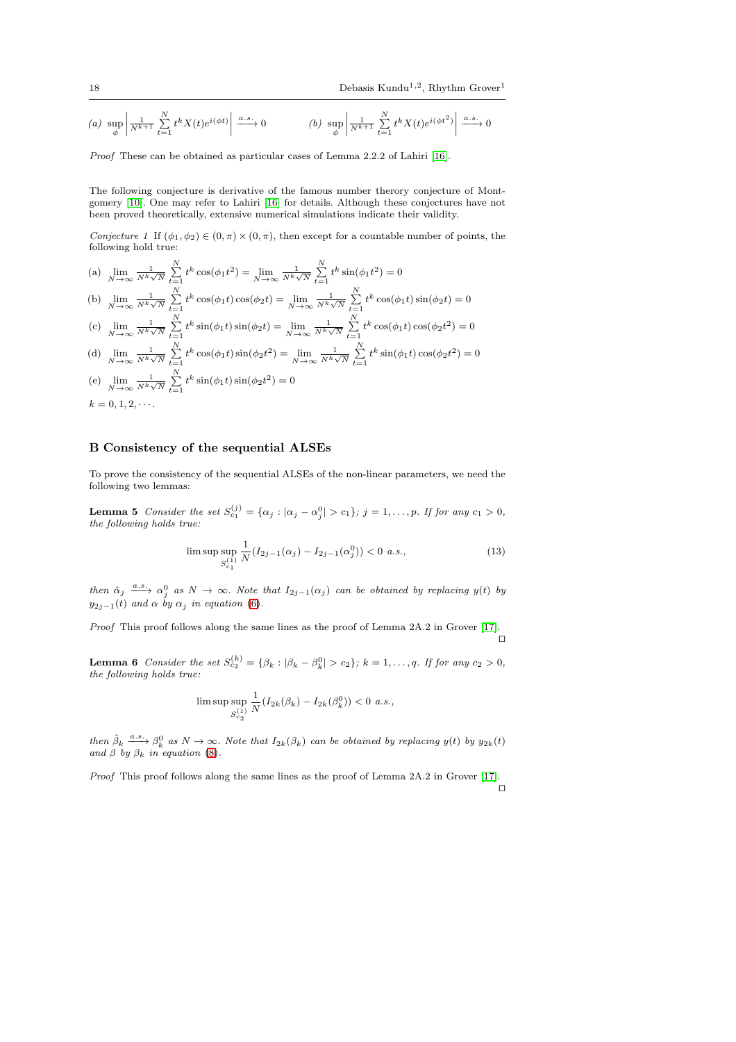*(a)* $\sup_{\phi} \left| \frac{1}{N^{k+1}} \sum_{t=1}^{N} t^k X(t) e^{i(\phi t)} \right| \xrightarrow{a.s.} 0$  *(b)* $\sup_{\phi} \left| \frac{1}{N^{k+1}} \sum_{t=1}^{N} t^k X(t) e^{i(\phi t^2)} \right| \xrightarrow{a.s.} 0$

*Proof* These can be obtained as particular cases of Lemma 2.2.2 of Lahiri [16].

The following conjecture is derivative of the famous number therory conjecture of Montgomery [10]. One may refer to Lahiri [16] for details. Although these conjectures have not been proved theoretically, extensive numerical simulations indicate their validity.

*Conjecture 1* If $(\phi_1, \phi_2) \in (0, \pi) \times (0, \pi)$, then except for a countable number of points, the following hold true:

(a) $\lim_{N\to\infty} \frac{1}{N^k\sqrt{N}} \sum_{t=1}^{N} t^k \cos(\phi_1 t^2) = \lim_{N\to\infty} \frac{1}{N^k\sqrt{N}} \sum_{t=1}^{N} t^k \sin(\phi_1 t^2) = 0$

(b) $\lim_{N\to\infty} \frac{1}{N^k\sqrt{N}} \sum_{t=1}^{N} t^k \cos(\phi_1 t)\cos(\phi_2 t) = \lim_{N\to\infty} \frac{1}{N^k\sqrt{N}} \sum_{t=1}^{N} t^k \cos(\phi_1 t)\sin(\phi_2 t) = 0$

(c) $\lim_{N\to\infty} \frac{1}{N^k\sqrt{N}} \sum_{t=1}^{N} t^k \sin(\phi_1 t)\sin(\phi_2 t) = \lim_{N\to\infty} \frac{1}{N^k\sqrt{N}} \sum_{t=1}^{N} t^k \cos(\phi_1 t)\cos(\phi_2 t^2) = 0$

(d) $\lim_{N\to\infty} \frac{1}{N^k\sqrt{N}} \sum_{t=1}^{N} t^k \cos(\phi_1 t)\sin(\phi_2 t^2) = \lim_{N\to\infty} \frac{1}{N^k\sqrt{N}} \sum_{t=1}^{N} t^k \sin(\phi_1 t)\cos(\phi_2 t^2) = 0$

(e) $\lim_{N\to\infty} \frac{1}{N^k\sqrt{N}} \sum_{t=1}^{N} t^k \sin(\phi_1 t)\sin(\phi_2 t^2) = 0$

$k = 0, 1, 2, \cdots$.

## B Consistency of the sequential ALSEs

To prove the consistency of the sequential ALSEs of the non-linear parameters, we need the following two lemmas:

**Lemma 5** *Consider the set $S_{c_1}^{(j)} = \{\alpha_j : |\alpha_j - \alpha_j^0| > c_1\}$; $j = 1, \ldots, p$. If for any $c_1 > 0$, the following holds true:*

$$\limsup \sup_{S_{c_1}^{(1)}} \frac{1}{N}(I_{2j-1}(\alpha_j) - I_{2j-1}(\alpha_j^0)) < 0 \text{ a.s.}, \tag{13}$$

*then $\hat{\alpha}_j \xrightarrow{a.s.} \alpha_j^0$ as $N \to \infty$. Note that $I_{2j-1}(\alpha_j)$ can be obtained by replacing $y(t)$ by $y_{2j-1}(t)$ and $\alpha$ by $\alpha_j$ in equation (6).*

*Proof* This proof follows along the same lines as the proof of Lemma 2A.2 in Grover [17]. □

**Lemma 6** *Consider the set $S_{c_2}^{(k)} = \{\beta_k : |\beta_k - \beta_k^0| > c_2\}$; $k = 1, \ldots, q$. If for any $c_2 > 0$, the following holds true:*

$$\limsup \sup_{S_{c_2}^{(1)}} \frac{1}{N}(I_{2k}(\beta_k) - I_{2k}(\beta_k^0)) < 0 \text{ a.s.},$$

*then $\hat{\beta}_k \xrightarrow{a.s.} \beta_k^0$ as $N \to \infty$. Note that $I_{2k}(\beta_k)$ can be obtained by replacing $y(t)$ by $y_{2k}(t)$ and $\beta$ by $\beta_k$ in equation (8).*

*Proof* This proof follows along the same lines as the proof of Lemma 2A.2 in Grover [17]. □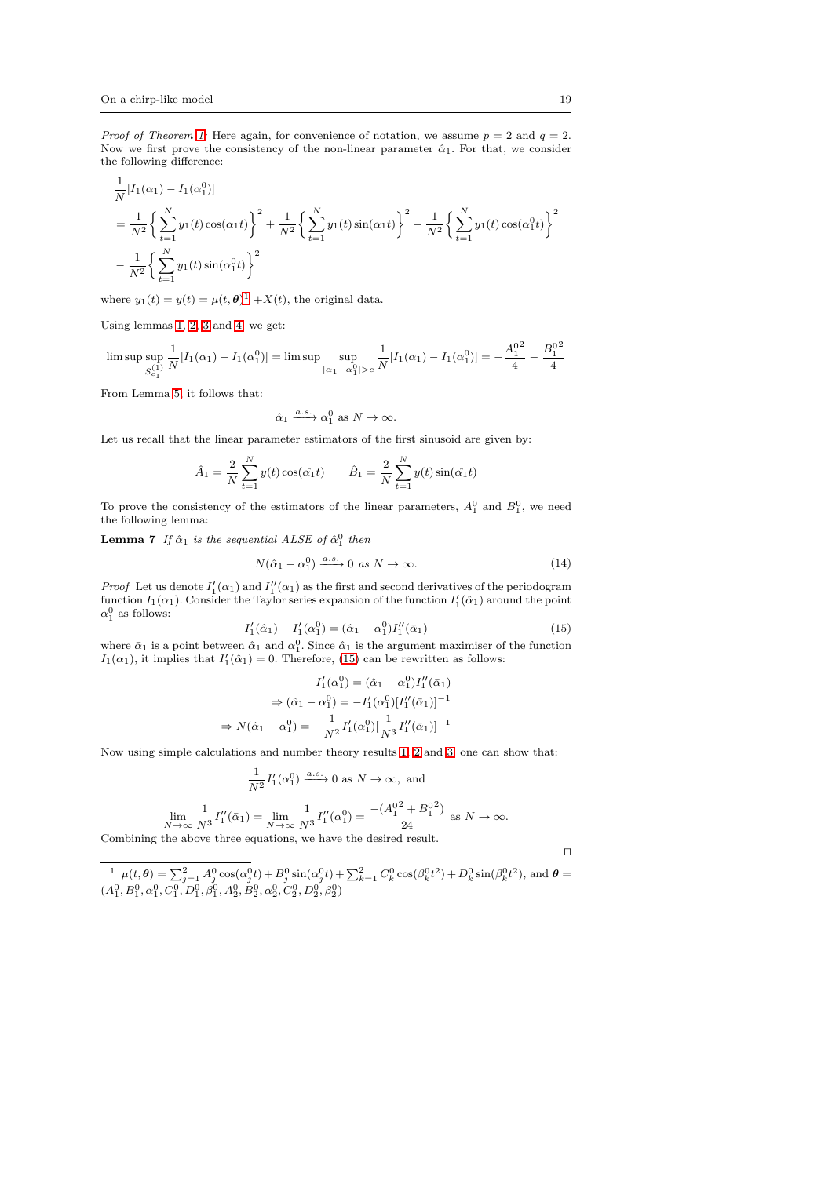*Proof of Theorem 1:* Here again, for convenience of notation, we assume $p = 2$ and $q = 2$. Now we first prove the consistency of the non-linear parameter $\hat{\alpha}_1$. For that, we consider the following difference:

$$
\begin{aligned}
&\frac{1}{N}[I_1(\alpha_1) - I_1(\alpha_1^0)] \\
&= \frac{1}{N^2}\left\{\sum_{t=1}^{N} y_1(t)\cos(\alpha_1 t)\right\}^2 + \frac{1}{N^2}\left\{\sum_{t=1}^{N} y_1(t)\sin(\alpha_1 t)\right\}^2 - \frac{1}{N^2}\left\{\sum_{t=1}^{N} y_1(t)\cos(\alpha_1^0 t)\right\}^2 \\
&- \frac{1}{N^2}\left\{\sum_{t=1}^{N} y_1(t)\sin(\alpha_1^0 t)\right\}^2
\end{aligned}
$$

where $y_1(t) = y(t) = \mu(t, \boldsymbol{\theta})$[1] $+ X(t)$, the original data.

Using lemmas 1, 2, 3 and 4, we get:

$$
\limsup \sup_{S_{c_1}^{(1)}} \frac{1}{N}[I_1(\alpha_1) - I_1(\alpha_1^0)] = \limsup \sup_{|\alpha_1 - \alpha_1^0| > c} \frac{1}{N}[I_1(\alpha_1) - I_1(\alpha_1^0)] = -\frac{A_1^{0^2}}{4} - \frac{B_1^{0^2}}{4}
$$

From Lemma 5, it follows that:

$$
\hat{\alpha}_1 \xrightarrow{a.s.} \alpha_1^0 \text{ as } N \to \infty.
$$

Let us recall that the linear parameter estimators of the first sinusoid are given by:

$$
\hat{A}_1 = \frac{2}{N}\sum_{t=1}^{N} y(t)\cos(\hat{\alpha}_1 t) \qquad \hat{B}_1 = \frac{2}{N}\sum_{t=1}^{N} y(t)\sin(\hat{\alpha}_1 t)
$$

To prove the consistency of the estimators of the linear parameters, $A_1^0$ and $B_1^0$, we need the following lemma:

**Lemma 7** *If $\hat{\alpha}_1$ is the sequential ALSE of $\hat{\alpha}_1^0$ then*

$$
N(\hat{\alpha}_1 - \alpha_1^0) \xrightarrow{a.s.} 0 \text{ as } N \to \infty. \tag{14}
$$

*Proof* Let us denote $I_1'(\alpha_1)$ and $I_1''(\alpha_1)$ as the first and second derivatives of the periodogram function $I_1(\alpha_1)$. Consider the Taylor series expansion of the function $I_1'(\hat{\alpha}_1)$ around the point $\alpha_1^0$ as follows:

$$
I_1'(\hat{\alpha}_1) - I_1'(\alpha_1^0) = (\hat{\alpha}_1 - \alpha_1^0)I_1''(\bar{\alpha}_1) \tag{15}
$$

where $\bar{\alpha}_1$ is a point between $\hat{\alpha}_1$ and $\alpha_1^0$. Since $\hat{\alpha}_1$ is the argument maximiser of the function $I_1(\alpha_1)$, it implies that $I_1'(\hat{\alpha}_1) = 0$. Therefore, (15) can be rewritten as follows:

$$
\begin{aligned}
-I_1'(\alpha_1^0) &= (\hat{\alpha}_1 - \alpha_1^0)I_1''(\bar{\alpha}_1) \\
\Rightarrow (\hat{\alpha}_1 - \alpha_1^0) &= -I_1'(\alpha_1^0)[I_1''(\bar{\alpha}_1)]^{-1} \\
\Rightarrow N(\hat{\alpha}_1 - \alpha_1^0) &= -\frac{1}{N^2}I_1'(\alpha_1^0)[\frac{1}{N^3}I_1''(\bar{\alpha}_1)]^{-1}
\end{aligned}
$$

Now using simple calculations and number theory results 1, 2 and 3, one can show that:

$$
\frac{1}{N^2}I_1'(\alpha_1^0) \xrightarrow{a.s.} 0 \text{ as } N \to \infty, \text{ and}
$$

$$
\lim_{N\to\infty} \frac{1}{N^3}I_1''(\bar{\alpha}_1) = \lim_{N\to\infty} \frac{1}{N^3}I_1''(\alpha_1^0) = \frac{-(A_1^{0^2} + B_1^{0^2})}{24} \text{ as } N \to \infty.
$$

Combining the above three equations, we have the desired result.

∎

[1] $\mu(t, \boldsymbol{\theta}) = \sum_{j=1}^{2} A_j^0 \cos(\alpha_j^0 t) + B_j^0 \sin(\alpha_j^0 t) + \sum_{k=1}^{2} C_k^0 \cos(\beta_k^0 t^2) + D_k^0 \sin(\beta_k^0 t^2)$, and $\boldsymbol{\theta} = (A_1^0, B_1^0, \alpha_1^0, C_1^0, D_1^0, \beta_1^0, A_2^0, B_2^0, \alpha_2^0, C_2^0, D_2^0, \beta_2^0)$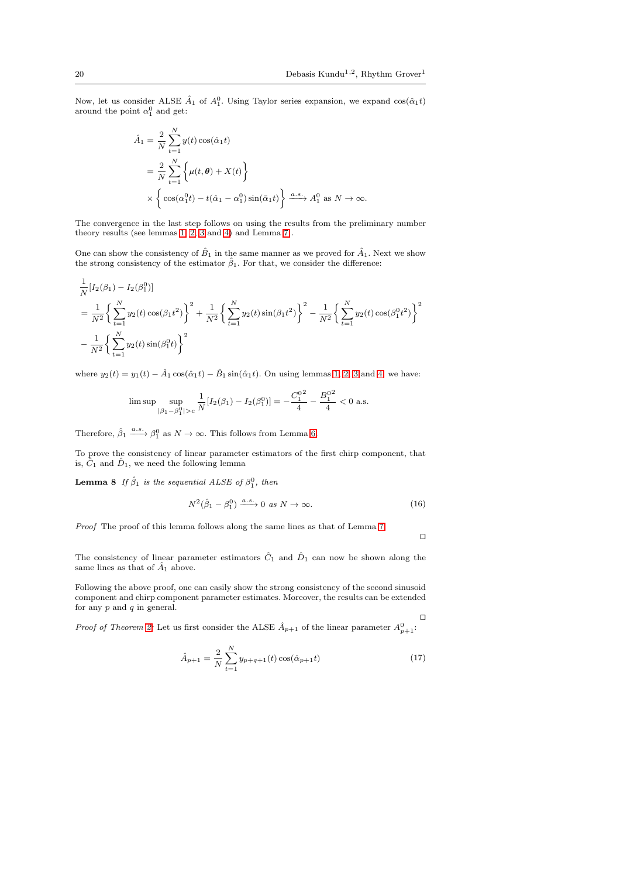Now, let us consider ALSE $\hat{A}_1$ of $A_1^0$. Using Taylor series expansion, we expand $\cos(\hat{\alpha}_1 t)$ around the point $\alpha_1^0$ and get:

$$
\begin{aligned}
\hat{A}_1 &= \frac{2}{N}\sum_{t=1}^{N} y(t)\cos(\hat{\alpha}_1 t) \\
&= \frac{2}{N}\sum_{t=1}^{N}\Big\{\mu(t,\boldsymbol{\theta}) + X(t)\Big\} \\
&\times \Big\{\cos(\alpha_1^0 t) - t(\hat{\alpha}_1 - \alpha_1^0)\sin(\bar{\alpha}_1 t)\Big\} \xrightarrow{a.s.} A_1^0 \text{ as } N \to \infty.
\end{aligned}
$$

The convergence in the last step follows on using the results from the preliminary number theory results (see lemmas 1, 2, 3 and 4) and Lemma 7.

One can show the consistency of $\hat{B}_1$ in the same manner as we proved for $\hat{A}_1$. Next we show the strong consistency of the estimator $\hat{\beta}_1$. For that, we consider the difference:

$$
\begin{aligned}
&\frac{1}{N}[I_2(\beta_1) - I_2(\beta_1^0)] \\
&= \frac{1}{N^2}\Big\{\sum_{t=1}^{N} y_2(t)\cos(\beta_1 t^2)\Big\}^2 + \frac{1}{N^2}\Big\{\sum_{t=1}^{N} y_2(t)\sin(\beta_1 t^2)\Big\}^2 - \frac{1}{N^2}\Big\{\sum_{t=1}^{N} y_2(t)\cos(\beta_1^0 t^2)\Big\}^2 \\
&- \frac{1}{N^2}\Big\{\sum_{t=1}^{N} y_2(t)\sin(\beta_1^0 t)\Big\}^2
\end{aligned}
$$

where $y_2(t) = y_1(t) - \hat{A}_1\cos(\hat{\alpha}_1 t) - \hat{B}_1\sin(\hat{\alpha}_1 t)$. On using lemmas 1, 2, 3 and 4, we have:

$$
\limsup \sup_{|\beta_1 - \beta_1^0| > c} \frac{1}{N}[I_2(\beta_1) - I_2(\beta_1^0)] = -\frac{{C_1^0}^2}{4} - \frac{{B_1^0}^2}{4} < 0 \text{ a.s.}
$$

Therefore, $\hat{\beta}_1 \xrightarrow{a.s.} \beta_1^0$ as $N \to \infty$. This follows from Lemma 6.

To prove the consistency of linear parameter estimators of the first chirp component, that is, $\hat{C}_1$ and $\hat{D}_1$, we need the following lemma

**Lemma 8** *If $\hat{\beta}_1$ is the sequential ALSE of $\beta_1^0$, then*

$$
N^2(\hat{\beta}_1 - \beta_1^0) \xrightarrow{a.s.} 0 \text{ as } N \to \infty. \tag{16}
$$

*Proof* The proof of this lemma follows along the same lines as that of Lemma 7. □

The consistency of linear parameter estimators $\hat{C}_1$ and $\hat{D}_1$ can now be shown along the same lines as that of $\hat{A}_1$ above.

Following the above proof, one can easily show the strong consistency of the second sinusoid component and chirp component parameter estimates. Moreover, the results can be extended for any $p$ and $q$ in general. □

*Proof of Theorem 2:* Let us first consider the ALSE $\hat{A}_{p+1}$ of the linear parameter $A_{p+1}^0$:

$$
\hat{A}_{p+1} = \frac{2}{N}\sum_{t=1}^{N} y_{p+q+1}(t)\cos(\hat{\alpha}_{p+1} t) \tag{17}
$$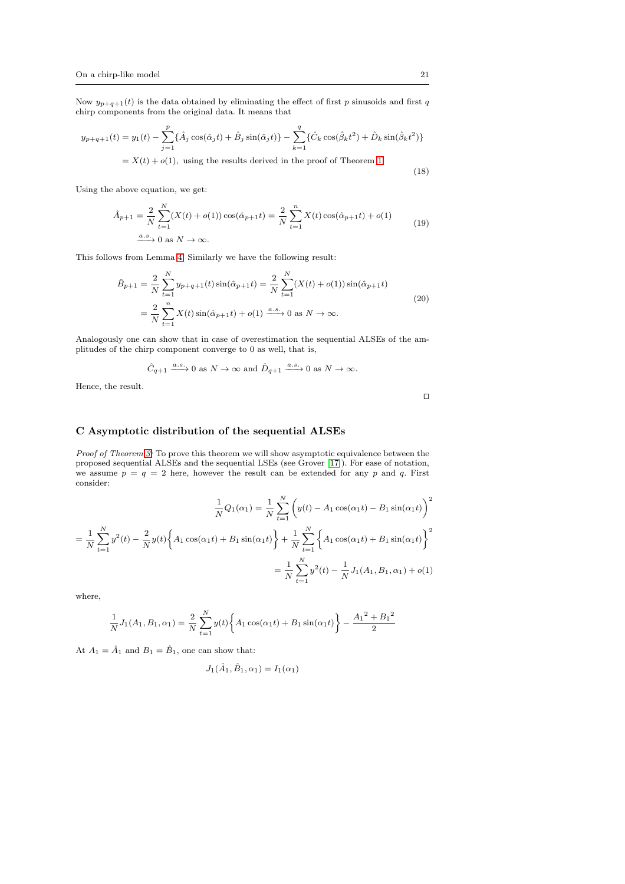Now $y_{p+q+1}(t)$ is the data obtained by eliminating the effect of first $p$ sinusoids and first $q$ chirp components from the original data. It means that

$$
\begin{aligned}
y_{p+q+1}(t) &= y_1(t) - \sum_{j=1}^{p}\{\hat{A}_j \cos(\hat{\alpha}_j t) + \hat{B}_j \sin(\hat{\alpha}_j t)\} - \sum_{k=1}^{q}\{\hat{C}_k \cos(\hat{\beta}_k t^2) + \hat{D}_k \sin(\hat{\beta}_k t^2)\} \\
&= X(t) + o(1), \text{ using the results derived in the proof of Theorem 1.}
\end{aligned} \tag{18}
$$

Using the above equation, we get:

$$
\begin{aligned}
\hat{A}_{p+1} &= \frac{2}{N}\sum_{t=1}^{N}(X(t) + o(1))\cos(\hat{\alpha}_{p+1}t) = \frac{2}{N}\sum_{t=1}^{n}X(t)\cos(\hat{\alpha}_{p+1}t) + o(1) \\
&\xrightarrow{a.s.} 0 \text{ as } N \to \infty.
\end{aligned} \tag{19}
$$

This follows from Lemma 4. Similarly we have the following result:

$$
\begin{aligned}
\hat{B}_{p+1} &= \frac{2}{N}\sum_{t=1}^{N} y_{p+q+1}(t)\sin(\hat{\alpha}_{p+1}t) = \frac{2}{N}\sum_{t=1}^{N}(X(t) + o(1))\sin(\hat{\alpha}_{p+1}t) \\
&= \frac{2}{N}\sum_{t=1}^{n}X(t)\sin(\hat{\alpha}_{p+1}t) + o(1) \xrightarrow{a.s.} 0 \text{ as } N \to \infty.
\end{aligned} \tag{20}
$$

Analogously one can show that in case of overestimation the sequential ALSEs of the amplitudes of the chirp component converge to 0 as well, that is,

$$
\hat{C}_{q+1} \xrightarrow{a.s.} 0 \text{ as } N \to \infty \text{ and } \hat{D}_{q+1} \xrightarrow{a.s.} 0 \text{ as } N \to \infty.
$$

Hence, the result.

□

## C Asymptotic distribution of the sequential ALSEs

*Proof of Theorem 3:* To prove this theorem we will show asymptotic equivalence between the proposed sequential ALSEs and the sequential LSEs (see Grover [17]). For ease of notation, we assume $p = q = 2$ here, however the result can be extended for any $p$ and $q$. First consider:

$$
\frac{1}{N}Q_1(\alpha_1) = \frac{1}{N}\sum_{t=1}^{N}\Big(y(t) - A_1\cos(\alpha_1 t) - B_1 \sin(\alpha_1 t)\Big)^2
$$

$$
= \frac{1}{N}\sum_{t=1}^{N}y^2(t) - \frac{2}{N}y(t)\Big\{A_1\cos(\alpha_1 t) + B_1\sin(\alpha_1 t)\Big\} + \frac{1}{N}\sum_{t=1}^{N}\Big\{A_1\cos(\alpha_1 t) + B_1\sin(\alpha_1 t)\Big\}^2
$$

$$
= \frac{1}{N}\sum_{t=1}^{N}y^2(t) - \frac{1}{N}J_1(A_1, B_1, \alpha_1) + o(1)
$$

where,

$$
\frac{1}{N}J_1(A_1, B_1, \alpha_1) = \frac{2}{N}\sum_{t=1}^{N}y(t)\Big\{A_1\cos(\alpha_1 t) + B_1\sin(\alpha_1 t)\Big\} - \frac{{A_1}^2 + {B_1}^2}{2}
$$

At $A_1 = \hat{A}_1$ and $B_1 = \hat{B}_1$, one can show that:

$$
J_1(\hat{A}_1, \hat{B}_1, \alpha_1) = I_1(\alpha_1)
$$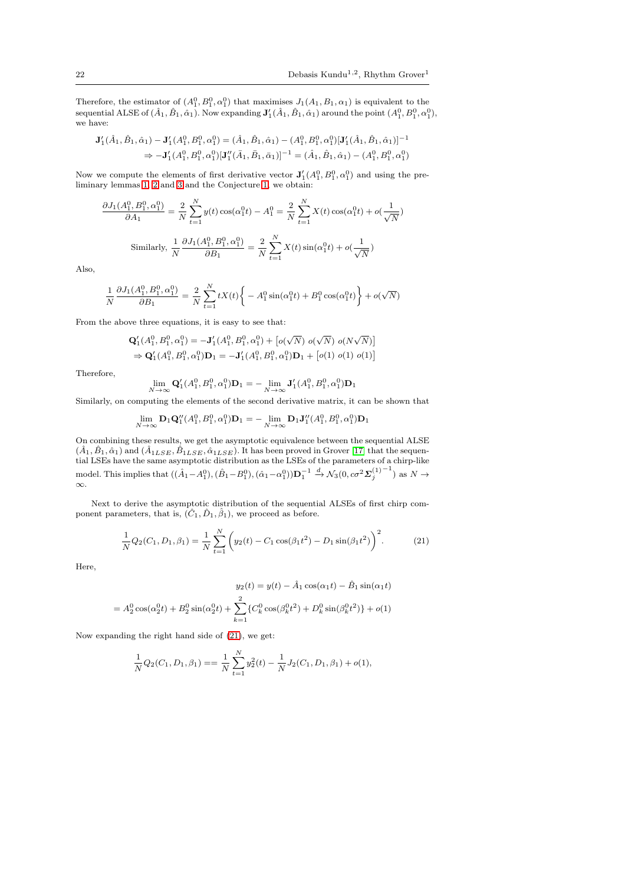Therefore, the estimator of $(A_1^0, B_1^0, \alpha_1^0)$ that maximises $J_1(A_1, B_1, \alpha_1)$ is equivalent to the sequential ALSE of $(\hat{A}_1, \hat{B}_1, \hat{\alpha}_1)$. Now expanding $\mathbf{J}_1'(\hat{A}_1, \hat{B}_1, \hat{\alpha}_1)$ around the point $(A_1^0, B_1^0, \alpha_1^0)$, we have:

$$
\begin{aligned}
\mathbf{J}_1'(\hat{A}_1, \hat{B}_1, \hat{\alpha}_1) - \mathbf{J}_1'(A_1^0, B_1^0, \alpha_1^0) &= (\hat{A}_1, \hat{B}_1, \hat{\alpha}_1) - (A_1^0, B_1^0, \alpha_1^0)[\mathbf{J}_1'(\hat{A}_1, \hat{B}_1, \hat{\alpha}_1)]^{-1} \\
\Rightarrow -\mathbf{J}_1'(A_1^0, B_1^0, \alpha_1^0)[\mathbf{J}_1''(\bar{A}_1, \bar{B}_1, \bar{\alpha}_1)]^{-1} &= (\hat{A}_1, \hat{B}_1, \hat{\alpha}_1) - (A_1^0, B_1^0, \alpha_1^0)
\end{aligned}
$$

Now we compute the elements of first derivative vector $\mathbf{J}_1'(A_1^0, B_1^0, \alpha_1^0)$ and using the preliminary lemmas 1, 2 and 3 and the Conjecture 1, we obtain:

$$
\frac{\partial J_1(A_1^0, B_1^0, \alpha_1^0)}{\partial A_1} = \frac{2}{N}\sum_{t=1}^{N} y(t)\cos(\alpha_1^0 t) - A_1^0 = \frac{2}{N}\sum_{t=1}^{N} X(t)\cos(\alpha_1^0 t) + o(\frac{1}{\sqrt{N}})
$$

$$
\text{Similarly, } \frac{1}{N}\frac{\partial J_1(A_1^0, B_1^0, \alpha_1^0)}{\partial B_1} = \frac{2}{N}\sum_{t=1}^{N} X(t)\sin(\alpha_1^0 t) + o(\frac{1}{\sqrt{N}})
$$

Also,

$$
\frac{1}{N}\frac{\partial J_1(A_1^0, B_1^0, \alpha_1^0)}{\partial B_1} = \frac{2}{N}\sum_{t=1}^{N} tX(t)\Big\{ - A_1^0\sin(\alpha_1^0 t) + B_1^0\cos(\alpha_1^0 t)\Big\} + o(\sqrt{N})
$$

From the above three equations, it is easy to see that:

$$
\begin{aligned}
&\mathbf{Q}_1'(A_1^0, B_1^0, \alpha_1^0) = -\mathbf{J}_1'(A_1^0, B_1^0, \alpha_1^0) + \big[o(\sqrt{N}) \ o(\sqrt{N}) \ o(N\sqrt{N})\big] \\
&\Rightarrow \mathbf{Q}_1'(A_1^0, B_1^0, \alpha_1^0)\mathbf{D}_1 = -\mathbf{J}_1'(A_1^0, B_1^0, \alpha_1^0)\mathbf{D}_1 + \big[o(1) \ o(1) \ o(1)\big]
\end{aligned}
$$

Therefore,

$$
\lim_{N\to\infty} \mathbf{Q}_1'(A_1^0, B_1^0, \alpha_1^0)\mathbf{D}_1 = -\lim_{N\to\infty} \mathbf{J}_1'(A_1^0, B_1^0, \alpha_1^0)\mathbf{D}_1
$$

Similarly, on computing the elements of the second derivative matrix, it can be shown that

$$
\lim_{N\to\infty} \mathbf{D}_1\mathbf{Q}_1''(A_1^0, B_1^0, \alpha_1^0)\mathbf{D}_1 = -\lim_{N\to\infty} \mathbf{D}_1\mathbf{J}_1''(A_1^0, B_1^0, \alpha_1^0)\mathbf{D}_1
$$

On combining these results, we get the asymptotic equivalence between the sequential ALSE $(\hat{A}_1, \hat{B}_1, \hat{\alpha}_1)$ and $(\hat{A}_{1LSE}, \hat{B}_{1LSE}, \hat{\alpha}_{1LSE})$. It has been proved in Grover [17] that the sequential LSEs have the same asymptotic distribution as the LSEs of the parameters of a chirp-like model. This implies that $((\hat{A}_1 - A_1^0), (\hat{B}_1 - B_1^0), (\hat{\alpha}_1 - \alpha_1^0))\mathbf{D}_1^{-1} \xrightarrow{d} \mathcal{N}_3(0, c\sigma^2{\mathbf{\Sigma}_j^{(1)}}^{-1})$ as $N \to \infty$.

Next to derive the asymptotic distribution of the sequential ALSEs of first chirp component parameters, that is, $(\hat{C}_1, \hat{D}_1, \hat{\beta}_1)$, we proceed as before.

$$
\frac{1}{N}Q_2(C_1, D_1, \beta_1) = \frac{1}{N}\sum_{t=1}^{N}\Big(y_2(t) - C_1\cos(\beta_1 t^2) - D_1\sin(\beta_1 t^2)\Big)^2. \tag{21}
$$

Here,

$$
\begin{aligned}
y_2(t) &= y(t) - \hat{A}_1\cos(\alpha_1 t) - \hat{B}_1\sin(\alpha_1 t) \\
&= A_2^0\cos(\alpha_2^0 t) + B_2^0\sin(\alpha_2^0 t) + \sum_{k=1}^{2}\{C_k^0\cos(\beta_k^0 t^2) + D_k^0\sin(\beta_k^0 t^2)\} + o(1)
\end{aligned}
$$

Now expanding the right hand side of (21), we get:

$$
\frac{1}{N}Q_2(C_1, D_1, \beta_1) == \frac{1}{N}\sum_{t=1}^{N} y_2^2(t) - \frac{1}{N}J_2(C_1, D_1, \beta_1) + o(1),
$$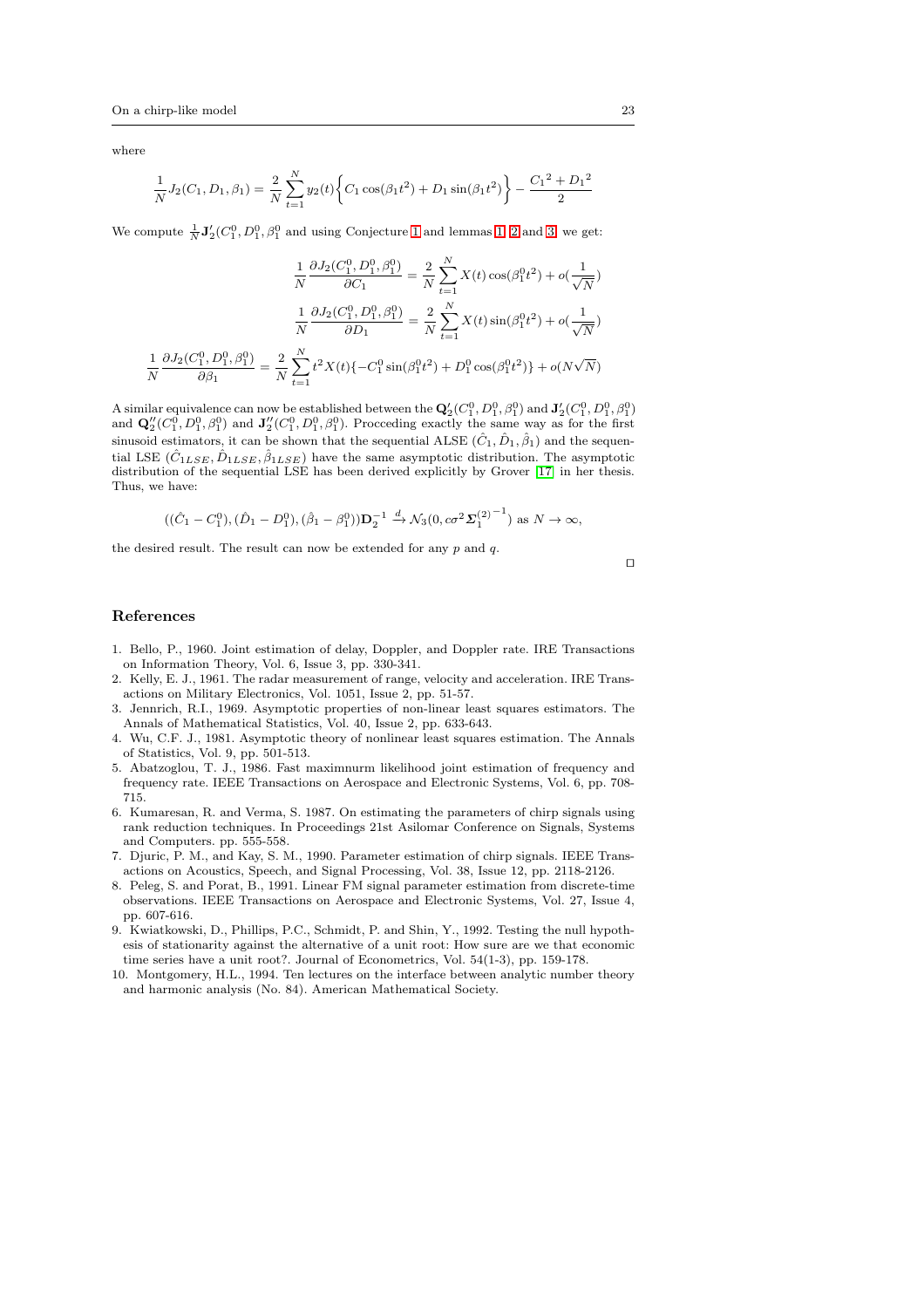where

$$\frac{1}{N}J_2(C_1, D_1, \beta_1) = \frac{2}{N}\sum_{t=1}^{N} y_2(t)\left\{C_1\cos(\beta_1 t^2) + D_1\sin(\beta_1 t^2)\right\} - \frac{{C_1}^2 + {D_1}^2}{2}$$

We compute $\frac{1}{N}\mathbf{J}_2'(C_1^0, D_1^0, \beta_1^0$ and using Conjecture 1 and lemmas 1, 2 and 3, we get:

$$\frac{1}{N}\frac{\partial J_2(C_1^0, D_1^0, \beta_1^0)}{\partial C_1} = \frac{2}{N}\sum_{t=1}^{N} X(t)\cos(\beta_1^0 t^2) + o(\frac{1}{\sqrt{N}})$$

$$\frac{1}{N}\frac{\partial J_2(C_1^0, D_1^0, \beta_1^0)}{\partial D_1} = \frac{2}{N}\sum_{t=1}^{N} X(t)\sin(\beta_1^0 t^2) + o(\frac{1}{\sqrt{N}})$$

$$\frac{1}{N}\frac{\partial J_2(C_1^0, D_1^0, \beta_1^0)}{\partial \beta_1} = \frac{2}{N}\sum_{t=1}^{N} t^2 X(t)\{-C_1^0\sin(\beta_1^0 t^2) + D_1^0\cos(\beta_1^0 t^2)\} + o(N\sqrt{N})$$

A similar equivalence can now be established between the $\mathbf{Q}_2'(C_1^0, D_1^0, \beta_1^0)$ and $\mathbf{J}_2'(C_1^0, D_1^0, \beta_1^0)$ and $\mathbf{Q}_2''(C_1^0, D_1^0, \beta_1^0)$ and $\mathbf{J}_2''(C_1^0, D_1^0, \beta_1^0)$. Procceding exactly the same way as for the first sinusoid estimators, it can be shown that the sequential ALSE $(\hat{C}_1, \hat{D}_1, \hat{\beta}_1)$ and the sequential LSE $(\hat{C}_{1LSE}, \hat{D}_{1LSE}, \hat{\beta}_{1LSE})$ have the same asymptotic distribution. The asymptotic distribution of the sequential LSE has been derived explicitly by Grover [17] in her thesis. Thus, we have:

$$((\hat{C}_1 - C_1^0), (\hat{D}_1 - D_1^0), (\hat{\beta}_1 - \beta_1^0))\mathbf{D}_2^{-1} \xrightarrow{d} \mathcal{N}_3(0, c\sigma^2 {\boldsymbol{\Sigma}_1^{(2)}}^{-1}) \text{ as } N \to \infty,$$

the desired result. The result can now be extended for any $p$ and $q$.

□

## References

1. Bello, P., 1960. Joint estimation of delay, Doppler, and Doppler rate. IRE Transactions on Information Theory, Vol. 6, Issue 3, pp. 330-341.
2. Kelly, E. J., 1961. The radar measurement of range, velocity and acceleration. IRE Transactions on Military Electronics, Vol. 1051, Issue 2, pp. 51-57.
3. Jennrich, R.I., 1969. Asymptotic properties of non-linear least squares estimators. The Annals of Mathematical Statistics, Vol. 40, Issue 2, pp. 633-643.
4. Wu, C.F. J., 1981. Asymptotic theory of nonlinear least squares estimation. The Annals of Statistics, Vol. 9, pp. 501-513.
5. Abatzoglou, T. J., 1986. Fast maximnurm likelihood joint estimation of frequency and frequency rate. IEEE Transactions on Aerospace and Electronic Systems, Vol. 6, pp. 708-715.
6. Kumaresan, R. and Verma, S. 1987. On estimating the parameters of chirp signals using rank reduction techniques. In Proceedings 21st Asilomar Conference on Signals, Systems and Computers. pp. 555-558.
7. Djuric, P. M., and Kay, S. M., 1990. Parameter estimation of chirp signals. IEEE Transactions on Acoustics, Speech, and Signal Processing, Vol. 38, Issue 12, pp. 2118-2126.
8. Peleg, S. and Porat, B., 1991. Linear FM signal parameter estimation from discrete-time observations. IEEE Transactions on Aerospace and Electronic Systems, Vol. 27, Issue 4, pp. 607-616.
9. Kwiatkowski, D., Phillips, P.C., Schmidt, P. and Shin, Y., 1992. Testing the null hypothesis of stationarity against the alternative of a unit root: How sure are we that economic time series have a unit root?. Journal of Econometrics, Vol. 54(1-3), pp. 159-178.
10. Montgomery, H.L., 1994. Ten lectures on the interface between analytic number theory and harmonic analysis (No. 84). American Mathematical Society.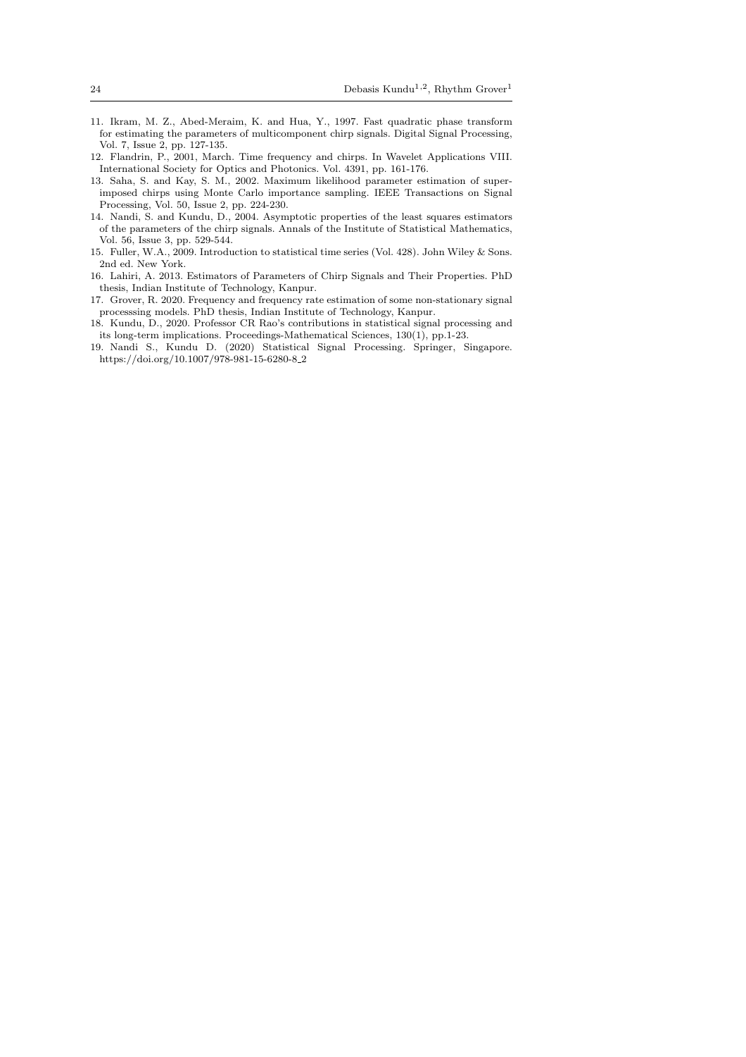11. Ikram, M. Z., Abed-Meraim, K. and Hua, Y., 1997. Fast quadratic phase transform for estimating the parameters of multicomponent chirp signals. Digital Signal Processing, Vol. 7, Issue 2, pp. 127-135.
12. Flandrin, P., 2001, March. Time frequency and chirps. In Wavelet Applications VIII. International Society for Optics and Photonics. Vol. 4391, pp. 161-176.
13. Saha, S. and Kay, S. M., 2002. Maximum likelihood parameter estimation of superimposed chirps using Monte Carlo importance sampling. IEEE Transactions on Signal Processing, Vol. 50, Issue 2, pp. 224-230.
14. Nandi, S. and Kundu, D., 2004. Asymptotic properties of the least squares estimators of the parameters of the chirp signals. Annals of the Institute of Statistical Mathematics, Vol. 56, Issue 3, pp. 529-544.
15. Fuller, W.A., 2009. Introduction to statistical time series (Vol. 428). John Wiley & Sons. 2nd ed. New York.
16. Lahiri, A. 2013. Estimators of Parameters of Chirp Signals and Their Properties. PhD thesis, Indian Institute of Technology, Kanpur.
17. Grover, R. 2020. Frequency and frequency rate estimation of some non-stationary signal processsing models. PhD thesis, Indian Institute of Technology, Kanpur.
18. Kundu, D., 2020. Professor CR Rao's contributions in statistical signal processing and its long-term implications. Proceedings-Mathematical Sciences, 130(1), pp.1-23.
19. Nandi S., Kundu D. (2020) Statistical Signal Processing. Springer, Singapore. https://doi.org/10.1007/978-981-15-6280-8_2